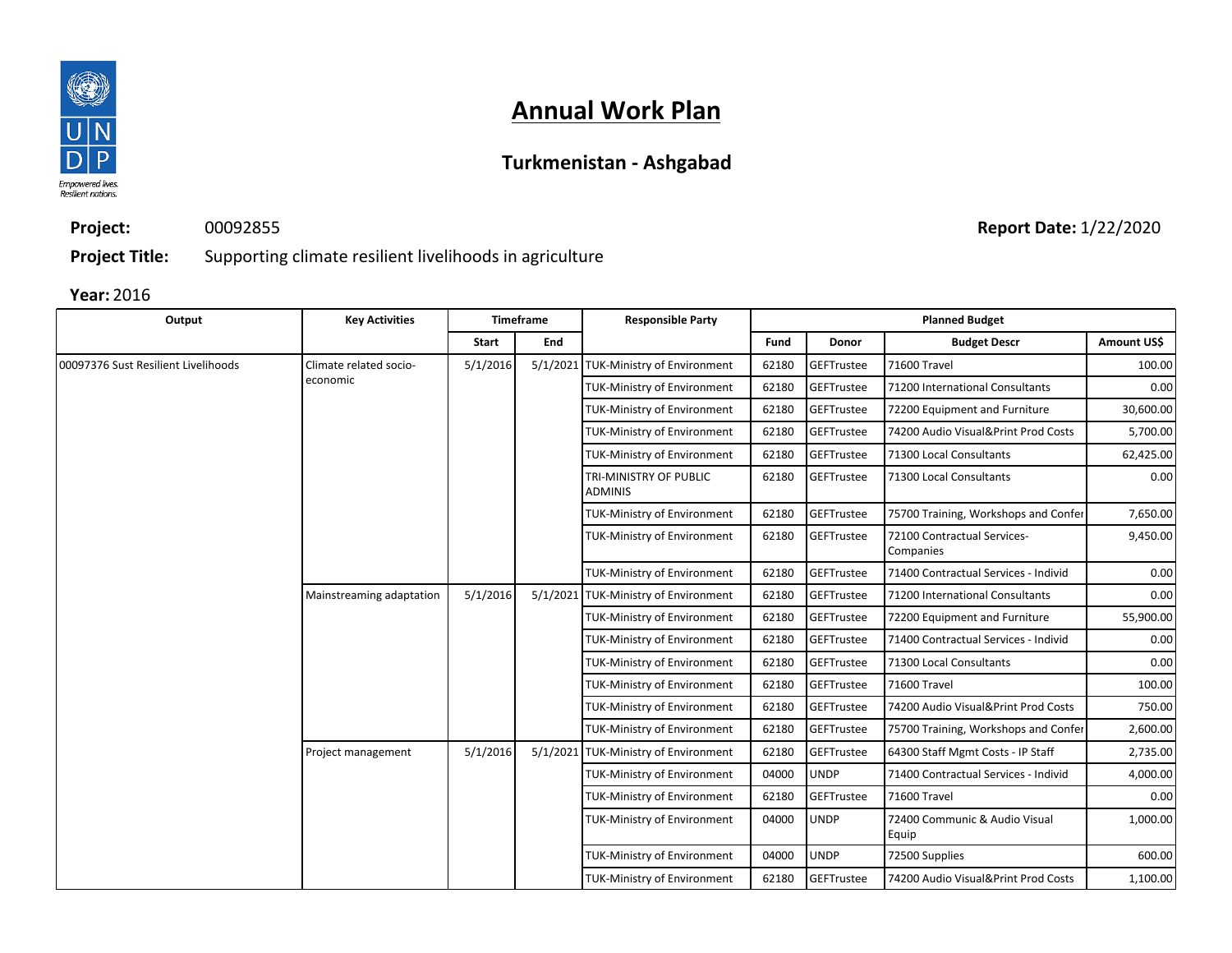# Annual Work Plan

## Turkmenistan - Ashgabad

**Project:** 00092855 **Report Date:** 1/22/2020

**Project Title:** Supporting climate resilient livelihoods in agriculture

**Year:** 2016

| Output | Key Activities | Timeframe | | Responsible Party | Planned Budget | | | |
|---|---|---|---|---|---|---|---|---|
| | | Start | End | | Fund | Donor | Budget Descr | Amount US$ |
| 00097376 Sust Resilient Livelihoods | Climate related socio-economic | 5/1/2016 | 5/1/2021 | TUK-Ministry of Environment | 62180 | GEFTrustee | 71600 Travel | 100.00 |
| | | | | TUK-Ministry of Environment | 62180 | GEFTrustee | 71200 International Consultants | 0.00 |
| | | | | TUK-Ministry of Environment | 62180 | GEFTrustee | 72200 Equipment and Furniture | 30,600.00 |
| | | | | TUK-Ministry of Environment | 62180 | GEFTrustee | 74200 Audio Visual&Print Prod Costs | 5,700.00 |
| | | | | TUK-Ministry of Environment | 62180 | GEFTrustee | 71300 Local Consultants | 62,425.00 |
| | | | | TRI-MINISTRY OF PUBLIC ADMINIS | 62180 | GEFTrustee | 71300 Local Consultants | 0.00 |
| | | | | TUK-Ministry of Environment | 62180 | GEFTrustee | 75700 Training, Workshops and Confer | 7,650.00 |
| | | | | TUK-Ministry of Environment | 62180 | GEFTrustee | 72100 Contractual Services-Companies | 9,450.00 |
| | | | | TUK-Ministry of Environment | 62180 | GEFTrustee | 71400 Contractual Services - Individ | 0.00 |
| | Mainstreaming adaptation | 5/1/2016 | 5/1/2021 | TUK-Ministry of Environment | 62180 | GEFTrustee | 71200 International Consultants | 0.00 |
| | | | | TUK-Ministry of Environment | 62180 | GEFTrustee | 72200 Equipment and Furniture | 55,900.00 |
| | | | | TUK-Ministry of Environment | 62180 | GEFTrustee | 71400 Contractual Services - Individ | 0.00 |
| | | | | TUK-Ministry of Environment | 62180 | GEFTrustee | 71300 Local Consultants | 0.00 |
| | | | | TUK-Ministry of Environment | 62180 | GEFTrustee | 71600 Travel | 100.00 |
| | | | | TUK-Ministry of Environment | 62180 | GEFTrustee | 74200 Audio Visual&Print Prod Costs | 750.00 |
| | | | | TUK-Ministry of Environment | 62180 | GEFTrustee | 75700 Training, Workshops and Confer | 2,600.00 |
| | Project management | 5/1/2016 | 5/1/2021 | TUK-Ministry of Environment | 62180 | GEFTrustee | 64300 Staff Mgmt Costs - IP Staff | 2,735.00 |
| | | | | TUK-Ministry of Environment | 04000 | UNDP | 71400 Contractual Services - Individ | 4,000.00 |
| | | | | TUK-Ministry of Environment | 62180 | GEFTrustee | 71600 Travel | 0.00 |
| | | | | TUK-Ministry of Environment | 04000 | UNDP | 72400 Communic & Audio Visual Equip | 1,000.00 |
| | | | | TUK-Ministry of Environment | 04000 | UNDP | 72500 Supplies | 600.00 |
| | | | | TUK-Ministry of Environment | 62180 | GEFTrustee | 74200 Audio Visual&Print Prod Costs | 1,100.00 |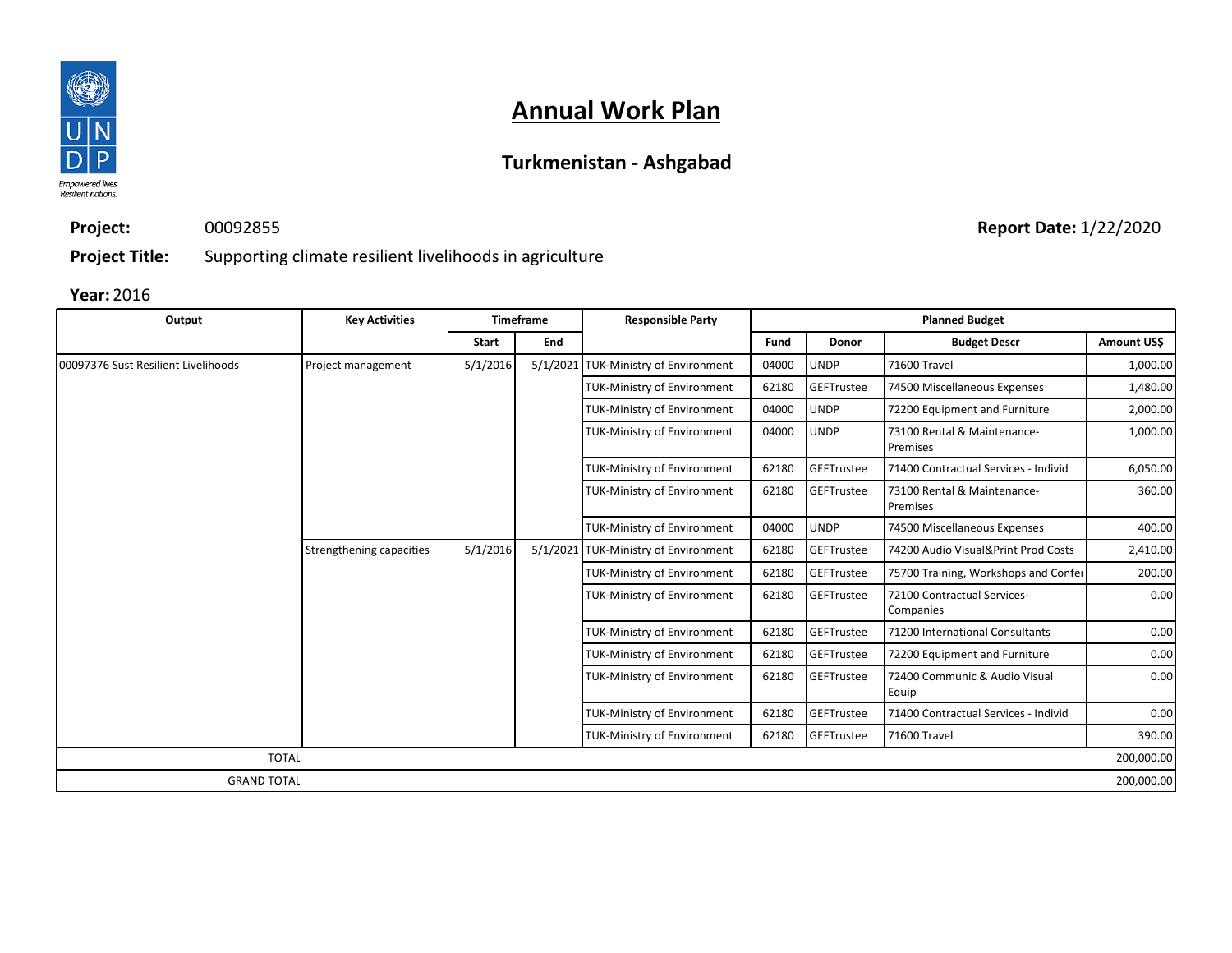# Annual Work Plan

## Turkmenistan - Ashgabad

**Project:** 00092855 **Report Date:** 1/22/2020

**Project Title:** Supporting climate resilient livelihoods in agriculture

**Year:** 2016

| Output | Key Activities | Timeframe | | Responsible Party | Planned Budget | | | |
|---|---|---|---|---|---|---|---|---|
| | | Start | End | | Fund | Donor | Budget Descr | Amount US$ |
| 00097376 Sust Resilient Livelihoods | Project management | 5/1/2016 | 5/1/2021 | TUK-Ministry of Environment | 04000 | UNDP | 71600 Travel | 1,000.00 |
| | | | | TUK-Ministry of Environment | 62180 | GEFTrustee | 74500 Miscellaneous Expenses | 1,480.00 |
| | | | | TUK-Ministry of Environment | 04000 | UNDP | 72200 Equipment and Furniture | 2,000.00 |
| | | | | TUK-Ministry of Environment | 04000 | UNDP | 73100 Rental & Maintenance-Premises | 1,000.00 |
| | | | | TUK-Ministry of Environment | 62180 | GEFTrustee | 71400 Contractual Services - Individ | 6,050.00 |
| | | | | TUK-Ministry of Environment | 62180 | GEFTrustee | 73100 Rental & Maintenance-Premises | 360.00 |
| | | | | TUK-Ministry of Environment | 04000 | UNDP | 74500 Miscellaneous Expenses | 400.00 |
| | Strengthening capacities | 5/1/2016 | 5/1/2021 | TUK-Ministry of Environment | 62180 | GEFTrustee | 74200 Audio Visual&Print Prod Costs | 2,410.00 |
| | | | | TUK-Ministry of Environment | 62180 | GEFTrustee | 75700 Training, Workshops and Confer | 200.00 |
| | | | | TUK-Ministry of Environment | 62180 | GEFTrustee | 72100 Contractual Services-Companies | 0.00 |
| | | | | TUK-Ministry of Environment | 62180 | GEFTrustee | 71200 International Consultants | 0.00 |
| | | | | TUK-Ministry of Environment | 62180 | GEFTrustee | 72200 Equipment and Furniture | 0.00 |
| | | | | TUK-Ministry of Environment | 62180 | GEFTrustee | 72400 Communic & Audio Visual Equip | 0.00 |
| | | | | TUK-Ministry of Environment | 62180 | GEFTrustee | 71400 Contractual Services - Individ | 0.00 |
| | | | | TUK-Ministry of Environment | 62180 | GEFTrustee | 71600 Travel | 390.00 |
| TOTAL | | | | | | | | 200,000.00 |
| GRAND TOTAL | | | | | | | | 200,000.00 |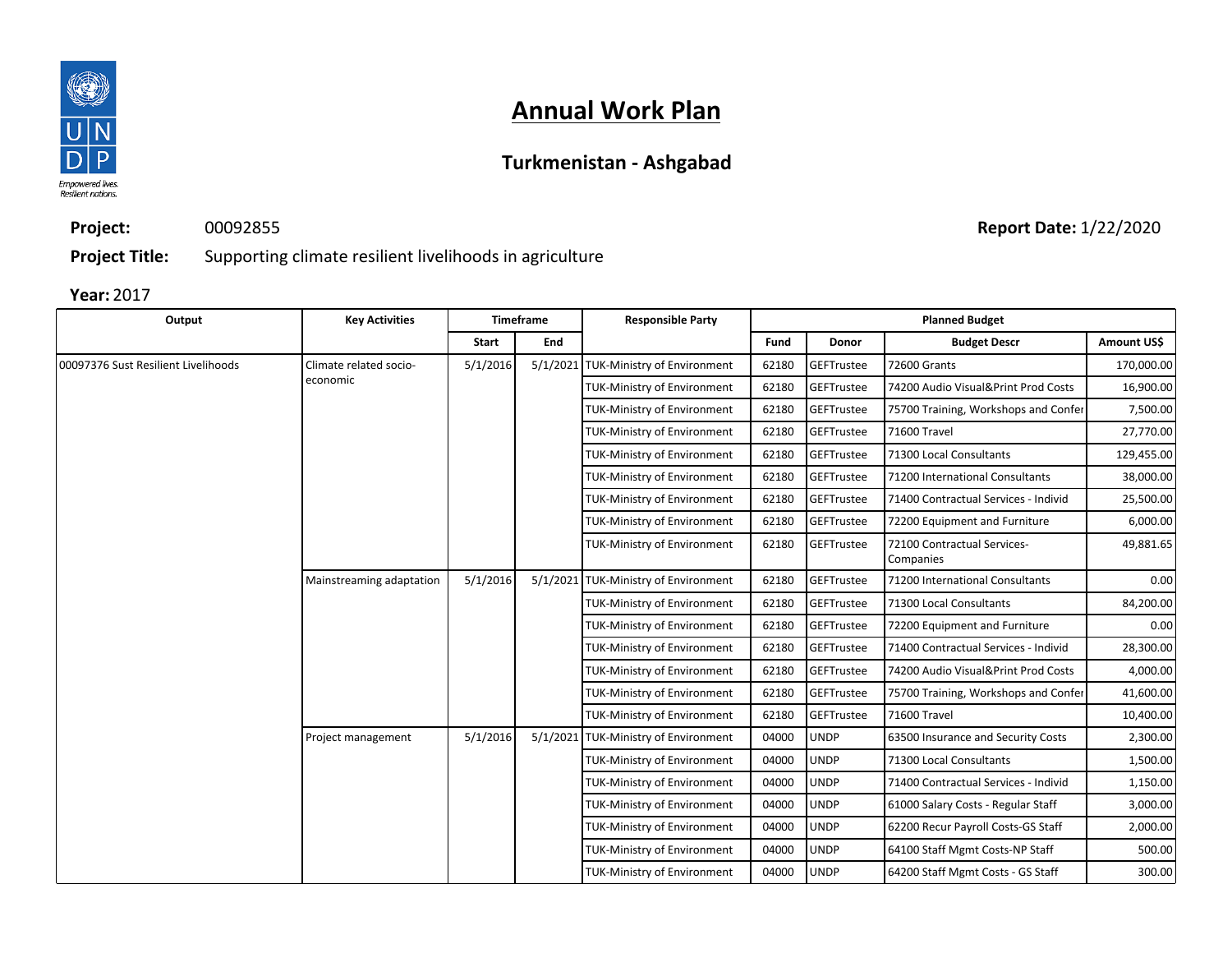# Annual Work Plan

## Turkmenistan - Ashgabad

**Project:** 00092855 **Report Date:** 1/22/2020

**Project Title:** Supporting climate resilient livelihoods in agriculture

**Year:** 2017

| Output | Key Activities | Timeframe | | Responsible Party | Planned Budget | | | |
|---|---|---|---|---|---|---|---|---|
| | | Start | End | | Fund | Donor | Budget Descr | Amount US$ |
| 00097376 Sust Resilient Livelihoods | Climate related socio-economic | 5/1/2016 | 5/1/2021 | TUK-Ministry of Environment | 62180 | GEFTrustee | 72600 Grants | 170,000.00 |
| | | | | TUK-Ministry of Environment | 62180 | GEFTrustee | 74200 Audio Visual&Print Prod Costs | 16,900.00 |
| | | | | TUK-Ministry of Environment | 62180 | GEFTrustee | 75700 Training, Workshops and Confer | 7,500.00 |
| | | | | TUK-Ministry of Environment | 62180 | GEFTrustee | 71600 Travel | 27,770.00 |
| | | | | TUK-Ministry of Environment | 62180 | GEFTrustee | 71300 Local Consultants | 129,455.00 |
| | | | | TUK-Ministry of Environment | 62180 | GEFTrustee | 71200 International Consultants | 38,000.00 |
| | | | | TUK-Ministry of Environment | 62180 | GEFTrustee | 71400 Contractual Services - Individ | 25,500.00 |
| | | | | TUK-Ministry of Environment | 62180 | GEFTrustee | 72200 Equipment and Furniture | 6,000.00 |
| | | | | TUK-Ministry of Environment | 62180 | GEFTrustee | 72100 Contractual Services-Companies | 49,881.65 |
| | Mainstreaming adaptation | 5/1/2016 | 5/1/2021 | TUK-Ministry of Environment | 62180 | GEFTrustee | 71200 International Consultants | 0.00 |
| | | | | TUK-Ministry of Environment | 62180 | GEFTrustee | 71300 Local Consultants | 84,200.00 |
| | | | | TUK-Ministry of Environment | 62180 | GEFTrustee | 72200 Equipment and Furniture | 0.00 |
| | | | | TUK-Ministry of Environment | 62180 | GEFTrustee | 71400 Contractual Services - Individ | 28,300.00 |
| | | | | TUK-Ministry of Environment | 62180 | GEFTrustee | 74200 Audio Visual&Print Prod Costs | 4,000.00 |
| | | | | TUK-Ministry of Environment | 62180 | GEFTrustee | 75700 Training, Workshops and Confer | 41,600.00 |
| | | | | TUK-Ministry of Environment | 62180 | GEFTrustee | 71600 Travel | 10,400.00 |
| | Project management | 5/1/2016 | 5/1/2021 | TUK-Ministry of Environment | 04000 | UNDP | 63500 Insurance and Security Costs | 2,300.00 |
| | | | | TUK-Ministry of Environment | 04000 | UNDP | 71300 Local Consultants | 1,500.00 |
| | | | | TUK-Ministry of Environment | 04000 | UNDP | 71400 Contractual Services - Individ | 1,150.00 |
| | | | | TUK-Ministry of Environment | 04000 | UNDP | 61000 Salary Costs - Regular Staff | 3,000.00 |
| | | | | TUK-Ministry of Environment | 04000 | UNDP | 62200 Recur Payroll Costs-GS Staff | 2,000.00 |
| | | | | TUK-Ministry of Environment | 04000 | UNDP | 64100 Staff Mgmt Costs-NP Staff | 500.00 |
| | | | | TUK-Ministry of Environment | 04000 | UNDP | 64200 Staff Mgmt Costs - GS Staff | 300.00 |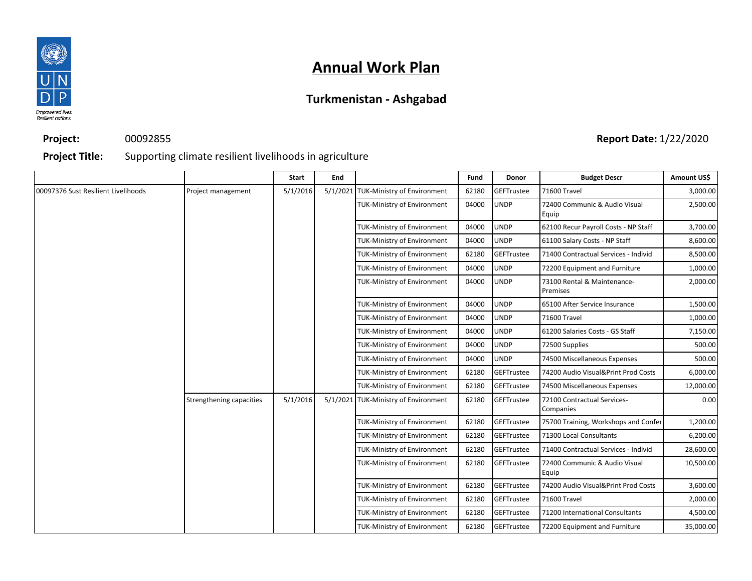# Annual Work Plan

## Turkmenistan - Ashgabad

**Project:** 00092855 **Report Date:** 1/22/2020

**Project Title:** Supporting climate resilient livelihoods in agriculture

| | | Start | End | | Fund | Donor | Budget Descr | Amount US$ |
|---|---|---|---|---|---|---|---|---|
| 00097376 Sust Resilient Livelihoods | Project management | 5/1/2016 | 5/1/2021 | TUK-Ministry of Environment | 62180 | GEFTrustee | 71600 Travel | 3,000.00 |
| | | | | TUK-Ministry of Environment | 04000 | UNDP | 72400 Communic & Audio Visual Equip | 2,500.00 |
| | | | | TUK-Ministry of Environment | 04000 | UNDP | 62100 Recur Payroll Costs - NP Staff | 3,700.00 |
| | | | | TUK-Ministry of Environment | 04000 | UNDP | 61100 Salary Costs - NP Staff | 8,600.00 |
| | | | | TUK-Ministry of Environment | 62180 | GEFTrustee | 71400 Contractual Services - Individ | 8,500.00 |
| | | | | TUK-Ministry of Environment | 04000 | UNDP | 72200 Equipment and Furniture | 1,000.00 |
| | | | | TUK-Ministry of Environment | 04000 | UNDP | 73100 Rental & Maintenance-Premises | 2,000.00 |
| | | | | TUK-Ministry of Environment | 04000 | UNDP | 65100 After Service Insurance | 1,500.00 |
| | | | | TUK-Ministry of Environment | 04000 | UNDP | 71600 Travel | 1,000.00 |
| | | | | TUK-Ministry of Environment | 04000 | UNDP | 61200 Salaries Costs - GS Staff | 7,150.00 |
| | | | | TUK-Ministry of Environment | 04000 | UNDP | 72500 Supplies | 500.00 |
| | | | | TUK-Ministry of Environment | 04000 | UNDP | 74500 Miscellaneous Expenses | 500.00 |
| | | | | TUK-Ministry of Environment | 62180 | GEFTrustee | 74200 Audio Visual&Print Prod Costs | 6,000.00 |
| | | | | TUK-Ministry of Environment | 62180 | GEFTrustee | 74500 Miscellaneous Expenses | 12,000.00 |
| | Strengthening capacities | 5/1/2016 | 5/1/2021 | TUK-Ministry of Environment | 62180 | GEFTrustee | 72100 Contractual Services-Companies | 0.00 |
| | | | | TUK-Ministry of Environment | 62180 | GEFTrustee | 75700 Training, Workshops and Confer | 1,200.00 |
| | | | | TUK-Ministry of Environment | 62180 | GEFTrustee | 71300 Local Consultants | 6,200.00 |
| | | | | TUK-Ministry of Environment | 62180 | GEFTrustee | 71400 Contractual Services - Individ | 28,600.00 |
| | | | | TUK-Ministry of Environment | 62180 | GEFTrustee | 72400 Communic & Audio Visual Equip | 10,500.00 |
| | | | | TUK-Ministry of Environment | 62180 | GEFTrustee | 74200 Audio Visual&Print Prod Costs | 3,600.00 |
| | | | | TUK-Ministry of Environment | 62180 | GEFTrustee | 71600 Travel | 2,000.00 |
| | | | | TUK-Ministry of Environment | 62180 | GEFTrustee | 71200 International Consultants | 4,500.00 |
| | | | | TUK-Ministry of Environment | 62180 | GEFTrustee | 72200 Equipment and Furniture | 35,000.00 |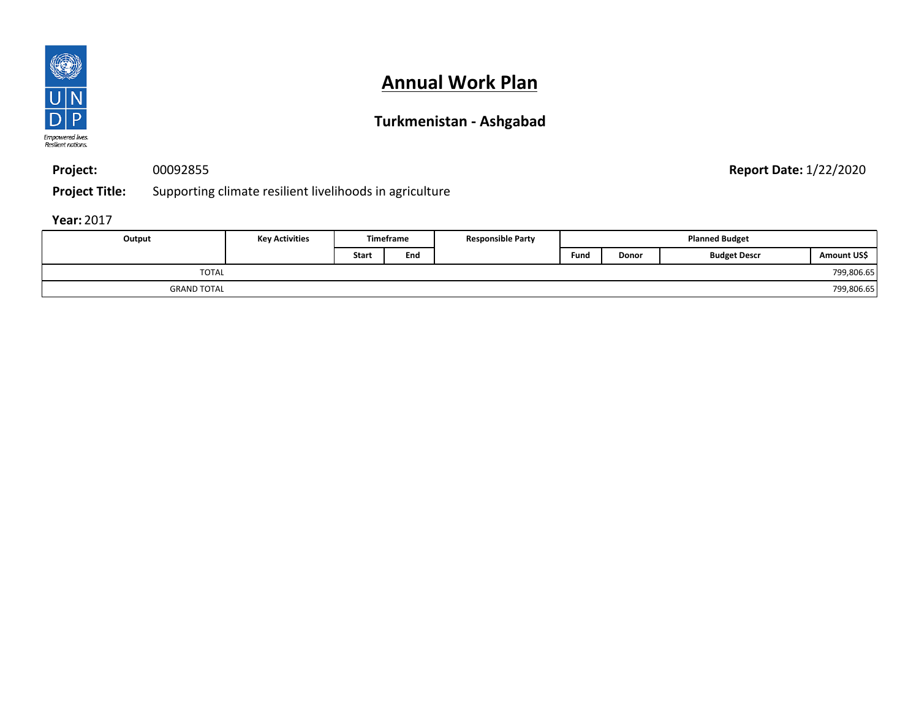# Annual Work Plan

## Turkmenistan - Ashgabad

**Project:** 00092855 **Report Date:** 1/22/2020

**Project Title:** Supporting climate resilient livelihoods in agriculture

**Year:** 2017

| Output | Key Activities | Timeframe | | Responsible Party | Planned Budget | | | |
|---|---|---|---|---|---|---|---|---|
| | | Start | End | | Fund | Donor | Budget Descr | Amount US$ |
| TOTAL | | | | | | | | 799,806.65 |
| GRAND TOTAL | | | | | | | | 799,806.65 |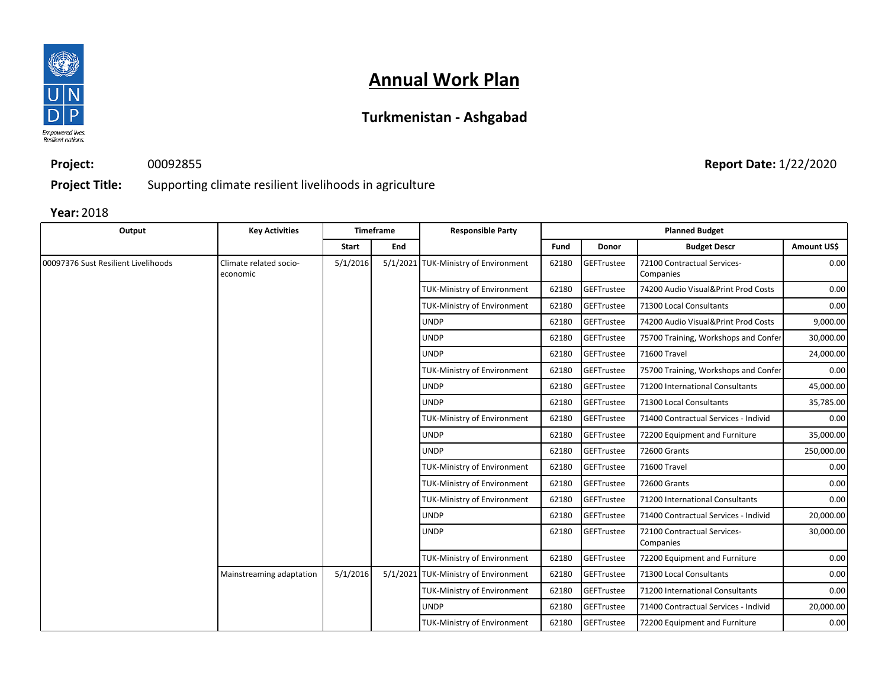# Annual Work Plan

## Turkmenistan - Ashgabad

**Project:** 00092855 **Report Date:** 1/22/2020

**Project Title:** Supporting climate resilient livelihoods in agriculture

**Year:** 2018

| Output | Key Activities | Timeframe | | Responsible Party | Planned Budget | | | |
|---|---|---|---|---|---|---|---|---|
| | | Start | End | | Fund | Donor | Budget Descr | Amount US$ |
| 00097376 Sust Resilient Livelihoods | Climate related socio-economic | 5/1/2016 | 5/1/2021 | TUK-Ministry of Environment | 62180 | GEFTrustee | 72100 Contractual Services-Companies | 0.00 |
| | | | | TUK-Ministry of Environment | 62180 | GEFTrustee | 74200 Audio Visual&Print Prod Costs | 0.00 |
| | | | | TUK-Ministry of Environment | 62180 | GEFTrustee | 71300 Local Consultants | 0.00 |
| | | | | UNDP | 62180 | GEFTrustee | 74200 Audio Visual&Print Prod Costs | 9,000.00 |
| | | | | UNDP | 62180 | GEFTrustee | 75700 Training, Workshops and Confer | 30,000.00 |
| | | | | UNDP | 62180 | GEFTrustee | 71600 Travel | 24,000.00 |
| | | | | TUK-Ministry of Environment | 62180 | GEFTrustee | 75700 Training, Workshops and Confer | 0.00 |
| | | | | UNDP | 62180 | GEFTrustee | 71200 International Consultants | 45,000.00 |
| | | | | UNDP | 62180 | GEFTrustee | 71300 Local Consultants | 35,785.00 |
| | | | | TUK-Ministry of Environment | 62180 | GEFTrustee | 71400 Contractual Services - Individ | 0.00 |
| | | | | UNDP | 62180 | GEFTrustee | 72200 Equipment and Furniture | 35,000.00 |
| | | | | UNDP | 62180 | GEFTrustee | 72600 Grants | 250,000.00 |
| | | | | TUK-Ministry of Environment | 62180 | GEFTrustee | 71600 Travel | 0.00 |
| | | | | TUK-Ministry of Environment | 62180 | GEFTrustee | 72600 Grants | 0.00 |
| | | | | TUK-Ministry of Environment | 62180 | GEFTrustee | 71200 International Consultants | 0.00 |
| | | | | UNDP | 62180 | GEFTrustee | 71400 Contractual Services - Individ | 20,000.00 |
| | | | | UNDP | 62180 | GEFTrustee | 72100 Contractual Services-Companies | 30,000.00 |
| | | | | TUK-Ministry of Environment | 62180 | GEFTrustee | 72200 Equipment and Furniture | 0.00 |
| | Mainstreaming adaptation | 5/1/2016 | 5/1/2021 | TUK-Ministry of Environment | 62180 | GEFTrustee | 71300 Local Consultants | 0.00 |
| | | | | TUK-Ministry of Environment | 62180 | GEFTrustee | 71200 International Consultants | 0.00 |
| | | | | UNDP | 62180 | GEFTrustee | 71400 Contractual Services - Individ | 20,000.00 |
| | | | | TUK-Ministry of Environment | 62180 | GEFTrustee | 72200 Equipment and Furniture | 0.00 |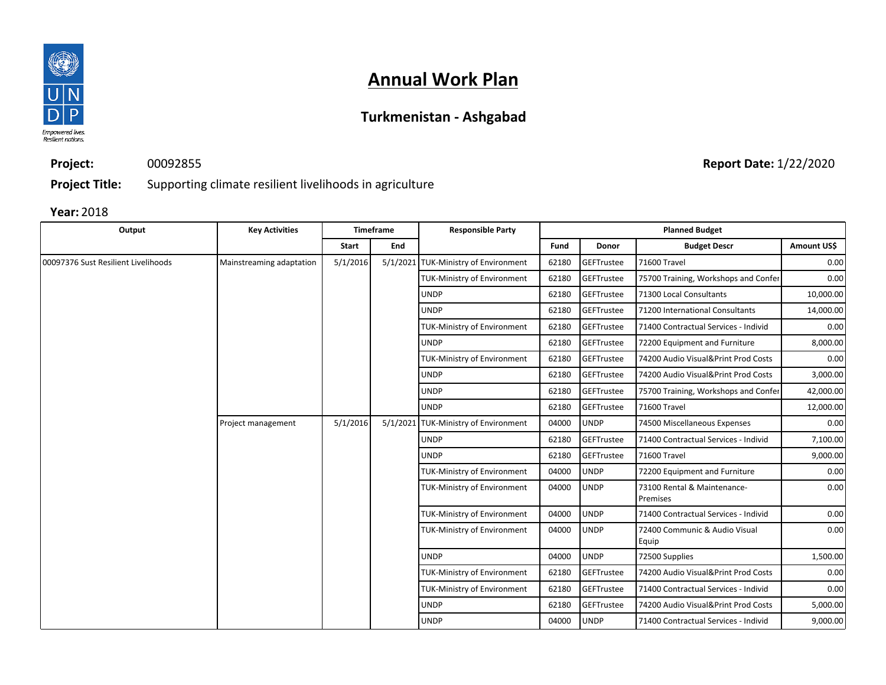# Annual Work Plan

## Turkmenistan - Ashgabad

**Project:** 00092855

**Report Date:** 1/22/2020

**Project Title:** Supporting climate resilient livelihoods in agriculture

**Year:** 2018

| Output | Key Activities | Timeframe | | Responsible Party | Planned Budget | | | |
|---|---|---|---|---|---|---|---|---|
| | | Start | End | | Fund | Donor | Budget Descr | Amount US$ |
| 00097376 Sust Resilient Livelihoods | Mainstreaming adaptation | 5/1/2016 | 5/1/2021 | TUK-Ministry of Environment | 62180 | GEFTrustee | 71600 Travel | 0.00 |
| | | | | TUK-Ministry of Environment | 62180 | GEFTrustee | 75700 Training, Workshops and Confer | 0.00 |
| | | | | UNDP | 62180 | GEFTrustee | 71300 Local Consultants | 10,000.00 |
| | | | | UNDP | 62180 | GEFTrustee | 71200 International Consultants | 14,000.00 |
| | | | | TUK-Ministry of Environment | 62180 | GEFTrustee | 71400 Contractual Services - Individ | 0.00 |
| | | | | UNDP | 62180 | GEFTrustee | 72200 Equipment and Furniture | 8,000.00 |
| | | | | TUK-Ministry of Environment | 62180 | GEFTrustee | 74200 Audio Visual&Print Prod Costs | 0.00 |
| | | | | UNDP | 62180 | GEFTrustee | 74200 Audio Visual&Print Prod Costs | 3,000.00 |
| | | | | UNDP | 62180 | GEFTrustee | 75700 Training, Workshops and Confer | 42,000.00 |
| | | | | UNDP | 62180 | GEFTrustee | 71600 Travel | 12,000.00 |
| | Project management | 5/1/2016 | 5/1/2021 | TUK-Ministry of Environment | 04000 | UNDP | 74500 Miscellaneous Expenses | 0.00 |
| | | | | UNDP | 62180 | GEFTrustee | 71400 Contractual Services - Individ | 7,100.00 |
| | | | | UNDP | 62180 | GEFTrustee | 71600 Travel | 9,000.00 |
| | | | | TUK-Ministry of Environment | 04000 | UNDP | 72200 Equipment and Furniture | 0.00 |
| | | | | TUK-Ministry of Environment | 04000 | UNDP | 73100 Rental & Maintenance-Premises | 0.00 |
| | | | | TUK-Ministry of Environment | 04000 | UNDP | 71400 Contractual Services - Individ | 0.00 |
| | | | | TUK-Ministry of Environment | 04000 | UNDP | 72400 Communic & Audio Visual Equip | 0.00 |
| | | | | UNDP | 04000 | UNDP | 72500 Supplies | 1,500.00 |
| | | | | TUK-Ministry of Environment | 62180 | GEFTrustee | 74200 Audio Visual&Print Prod Costs | 0.00 |
| | | | | TUK-Ministry of Environment | 62180 | GEFTrustee | 71400 Contractual Services - Individ | 0.00 |
| | | | | UNDP | 62180 | GEFTrustee | 74200 Audio Visual&Print Prod Costs | 5,000.00 |
| | | | | UNDP | 04000 | UNDP | 71400 Contractual Services - Individ | 9,000.00 |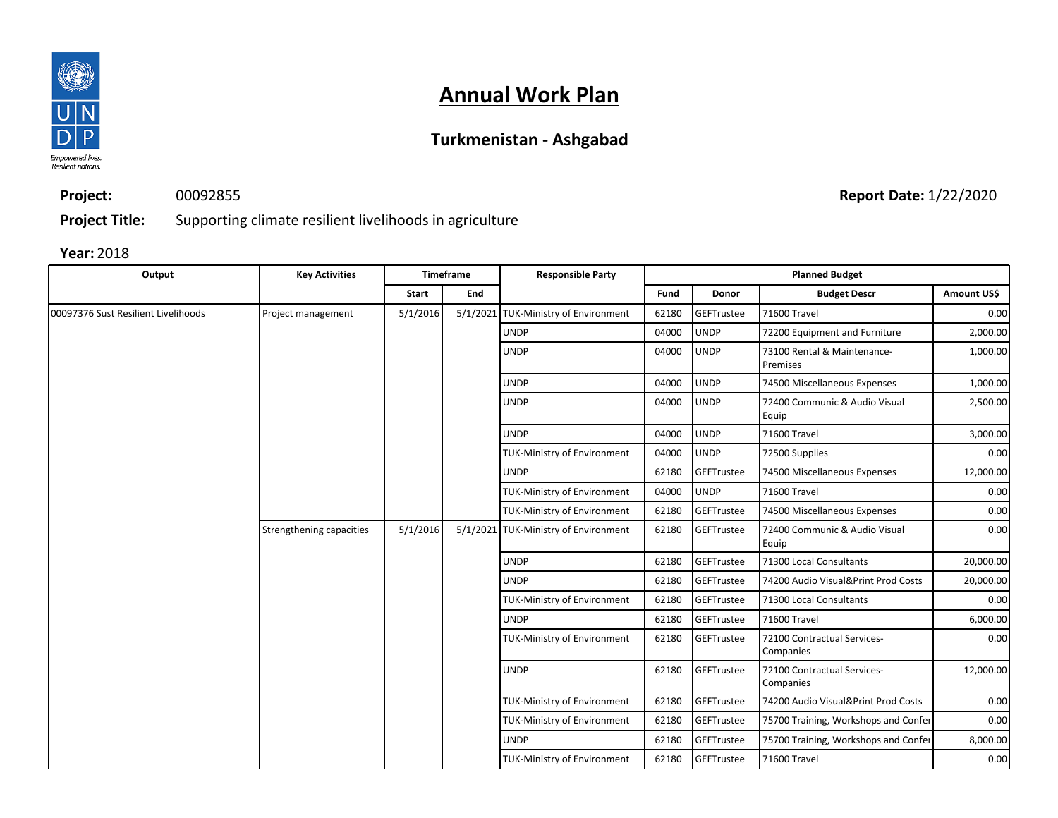# Annual Work Plan

## Turkmenistan - Ashgabad

**Project:** 00092855 **Report Date:** 1/22/2020

**Project Title:** Supporting climate resilient livelihoods in agriculture

**Year:** 2018

| Output | Key Activities | Timeframe | | Responsible Party | Planned Budget | | | |
|---|---|---|---|---|---|---|---|---|
| | | Start | End | | Fund | Donor | Budget Descr | Amount US$ |
| 00097376 Sust Resilient Livelihoods | Project management | 5/1/2016 | 5/1/2021 | TUK-Ministry of Environment | 62180 | GEFTrustee | 71600 Travel | 0.00 |
| | | | | UNDP | 04000 | UNDP | 72200 Equipment and Furniture | 2,000.00 |
| | | | | UNDP | 04000 | UNDP | 73100 Rental & Maintenance-Premises | 1,000.00 |
| | | | | UNDP | 04000 | UNDP | 74500 Miscellaneous Expenses | 1,000.00 |
| | | | | UNDP | 04000 | UNDP | 72400 Communic & Audio Visual Equip | 2,500.00 |
| | | | | UNDP | 04000 | UNDP | 71600 Travel | 3,000.00 |
| | | | | TUK-Ministry of Environment | 04000 | UNDP | 72500 Supplies | 0.00 |
| | | | | UNDP | 62180 | GEFTrustee | 74500 Miscellaneous Expenses | 12,000.00 |
| | | | | TUK-Ministry of Environment | 04000 | UNDP | 71600 Travel | 0.00 |
| | | | | TUK-Ministry of Environment | 62180 | GEFTrustee | 74500 Miscellaneous Expenses | 0.00 |
| | Strengthening capacities | 5/1/2016 | 5/1/2021 | TUK-Ministry of Environment | 62180 | GEFTrustee | 72400 Communic & Audio Visual Equip | 0.00 |
| | | | | UNDP | 62180 | GEFTrustee | 71300 Local Consultants | 20,000.00 |
| | | | | UNDP | 62180 | GEFTrustee | 74200 Audio Visual&Print Prod Costs | 20,000.00 |
| | | | | TUK-Ministry of Environment | 62180 | GEFTrustee | 71300 Local Consultants | 0.00 |
| | | | | UNDP | 62180 | GEFTrustee | 71600 Travel | 6,000.00 |
| | | | | TUK-Ministry of Environment | 62180 | GEFTrustee | 72100 Contractual Services-Companies | 0.00 |
| | | | | UNDP | 62180 | GEFTrustee | 72100 Contractual Services-Companies | 12,000.00 |
| | | | | TUK-Ministry of Environment | 62180 | GEFTrustee | 74200 Audio Visual&Print Prod Costs | 0.00 |
| | | | | TUK-Ministry of Environment | 62180 | GEFTrustee | 75700 Training, Workshops and Confer | 0.00 |
| | | | | UNDP | 62180 | GEFTrustee | 75700 Training, Workshops and Confer | 8,000.00 |
| | | | | TUK-Ministry of Environment | 62180 | GEFTrustee | 71600 Travel | 0.00 |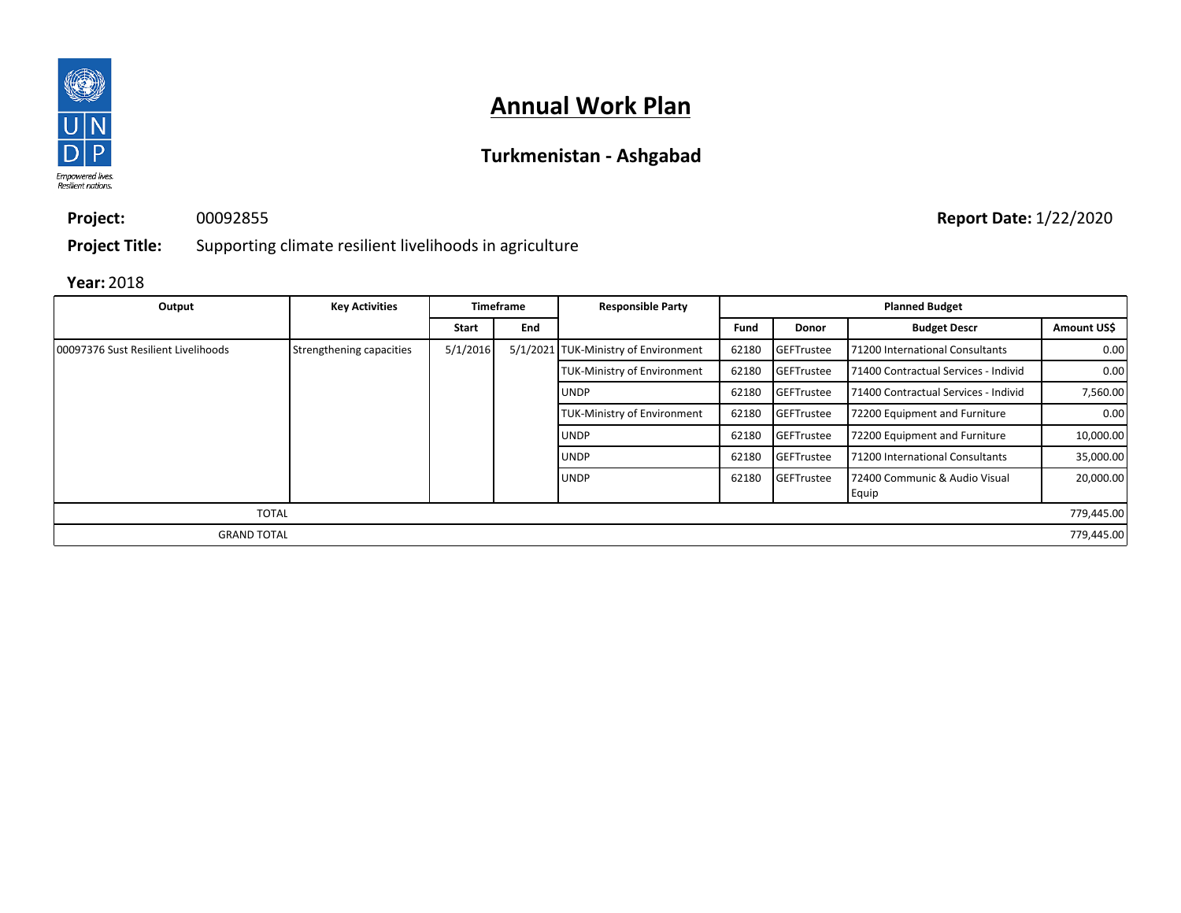# Annual Work Plan

## Turkmenistan - Ashgabad

**Project:** 00092855 **Report Date:** 1/22/2020

**Project Title:** Supporting climate resilient livelihoods in agriculture

**Year:** 2018

| Output | Key Activities | Timeframe | | Responsible Party | Planned Budget | | | |
|---|---|---|---|---|---|---|---|---|
| | | Start | End | | Fund | Donor | Budget Descr | Amount US$ |
| 00097376 Sust Resilient Livelihoods | Strengthening capacities | 5/1/2016 | 5/1/2021 | TUK-Ministry of Environment | 62180 | GEFTrustee | 71200 International Consultants | 0.00 |
| | | | | TUK-Ministry of Environment | 62180 | GEFTrustee | 71400 Contractual Services - Individ | 0.00 |
| | | | | UNDP | 62180 | GEFTrustee | 71400 Contractual Services - Individ | 7,560.00 |
| | | | | TUK-Ministry of Environment | 62180 | GEFTrustee | 72200 Equipment and Furniture | 0.00 |
| | | | | UNDP | 62180 | GEFTrustee | 72200 Equipment and Furniture | 10,000.00 |
| | | | | UNDP | 62180 | GEFTrustee | 71200 International Consultants | 35,000.00 |
| | | | | UNDP | 62180 | GEFTrustee | 72400 Communic & Audio Visual Equip | 20,000.00 |
| TOTAL | | | | | | | | 779,445.00 |
| GRAND TOTAL | | | | | | | | 779,445.00 |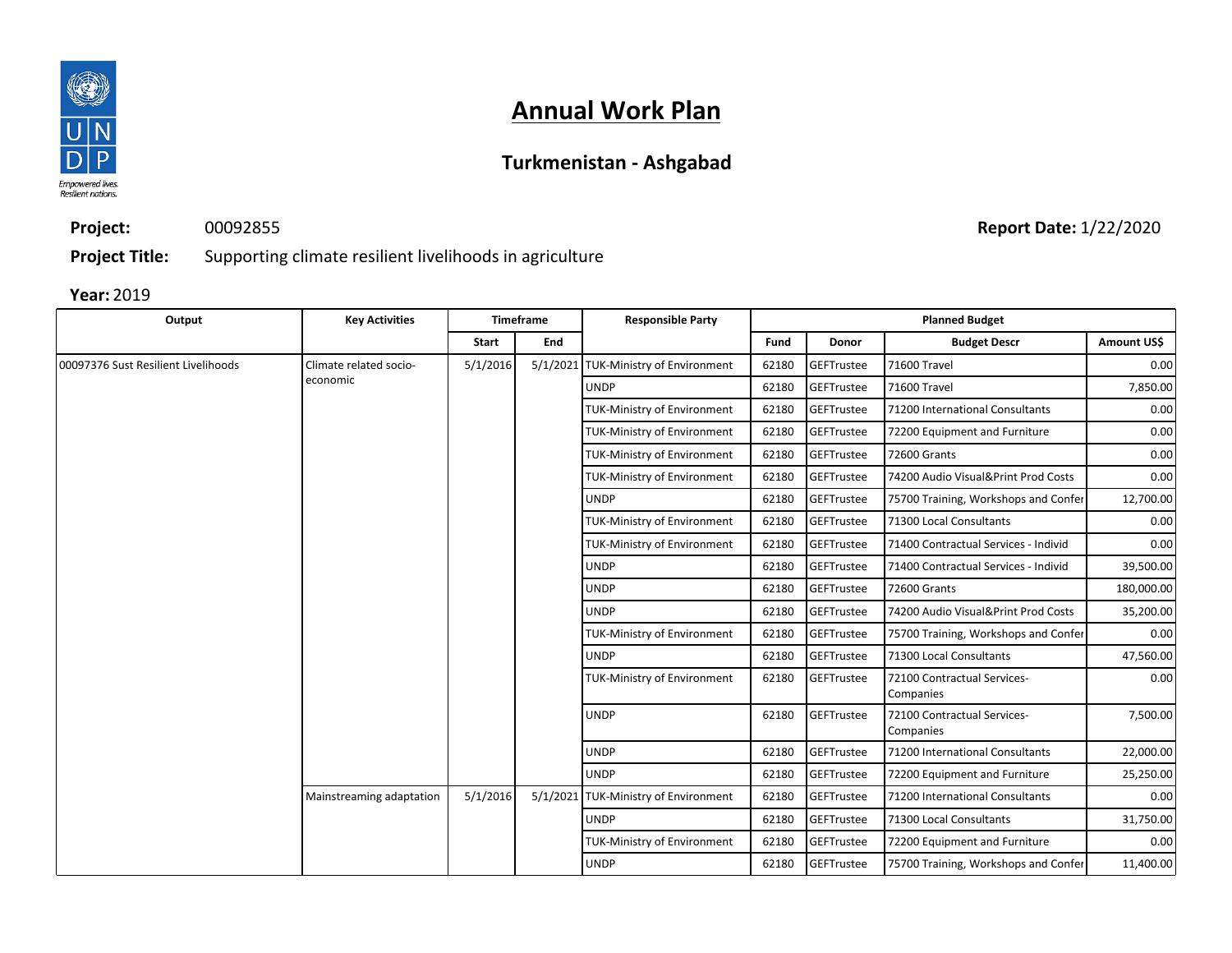# Annual Work Plan

## Turkmenistan - Ashgabad

**Project:** 00092855 **Report Date:** 1/22/2020

**Project Title:** Supporting climate resilient livelihoods in agriculture

**Year:** 2019

| Output | Key Activities | Timeframe | | Responsible Party | Planned Budget | | | |
|---|---|---|---|---|---|---|---|---|
| | | Start | End | | Fund | Donor | Budget Descr | Amount US$ |
| 00097376 Sust Resilient Livelihoods | Climate related socio-economic | 5/1/2016 | 5/1/2021 | TUK-Ministry of Environment | 62180 | GEFTrustee | 71600 Travel | 0.00 |
| | | | | UNDP | 62180 | GEFTrustee | 71600 Travel | 7,850.00 |
| | | | | TUK-Ministry of Environment | 62180 | GEFTrustee | 71200 International Consultants | 0.00 |
| | | | | TUK-Ministry of Environment | 62180 | GEFTrustee | 72200 Equipment and Furniture | 0.00 |
| | | | | TUK-Ministry of Environment | 62180 | GEFTrustee | 72600 Grants | 0.00 |
| | | | | TUK-Ministry of Environment | 62180 | GEFTrustee | 74200 Audio Visual&Print Prod Costs | 0.00 |
| | | | | UNDP | 62180 | GEFTrustee | 75700 Training, Workshops and Confer | 12,700.00 |
| | | | | TUK-Ministry of Environment | 62180 | GEFTrustee | 71300 Local Consultants | 0.00 |
| | | | | TUK-Ministry of Environment | 62180 | GEFTrustee | 71400 Contractual Services - Individ | 0.00 |
| | | | | UNDP | 62180 | GEFTrustee | 71400 Contractual Services - Individ | 39,500.00 |
| | | | | UNDP | 62180 | GEFTrustee | 72600 Grants | 180,000.00 |
| | | | | UNDP | 62180 | GEFTrustee | 74200 Audio Visual&Print Prod Costs | 35,200.00 |
| | | | | TUK-Ministry of Environment | 62180 | GEFTrustee | 75700 Training, Workshops and Confer | 0.00 |
| | | | | UNDP | 62180 | GEFTrustee | 71300 Local Consultants | 47,560.00 |
| | | | | TUK-Ministry of Environment | 62180 | GEFTrustee | 72100 Contractual Services-Companies | 0.00 |
| | | | | UNDP | 62180 | GEFTrustee | 72100 Contractual Services-Companies | 7,500.00 |
| | | | | UNDP | 62180 | GEFTrustee | 71200 International Consultants | 22,000.00 |
| | | | | UNDP | 62180 | GEFTrustee | 72200 Equipment and Furniture | 25,250.00 |
| | Mainstreaming adaptation | 5/1/2016 | 5/1/2021 | TUK-Ministry of Environment | 62180 | GEFTrustee | 71200 International Consultants | 0.00 |
| | | | | UNDP | 62180 | GEFTrustee | 71300 Local Consultants | 31,750.00 |
| | | | | TUK-Ministry of Environment | 62180 | GEFTrustee | 72200 Equipment and Furniture | 0.00 |
| | | | | UNDP | 62180 | GEFTrustee | 75700 Training, Workshops and Confer | 11,400.00 |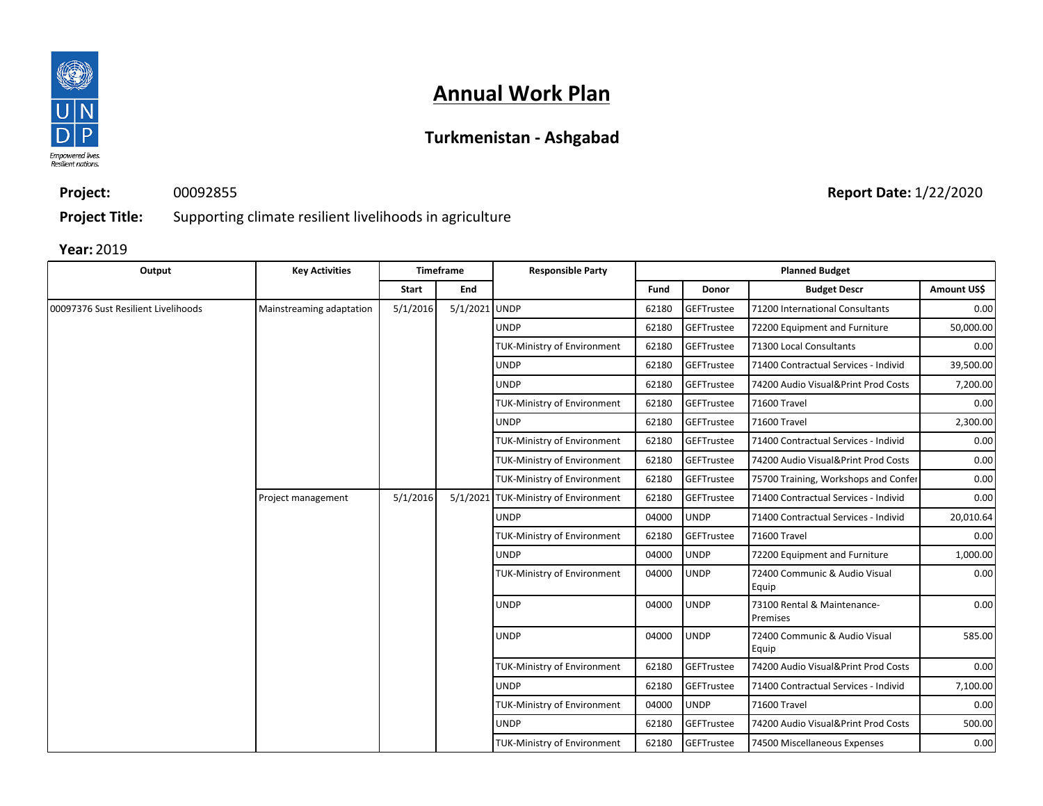# Annual Work Plan

## Turkmenistan - Ashgabad

**Project:** 00092855 **Report Date:** 1/22/2020

**Project Title:** Supporting climate resilient livelihoods in agriculture

**Year:** 2019

| Output | Key Activities | Timeframe | | Responsible Party | Planned Budget | | | |
|---|---|---|---|---|---|---|---|---|
| | | Start | End | | Fund | Donor | Budget Descr | Amount US$ |
| 00097376 Sust Resilient Livelihoods | Mainstreaming adaptation | 5/1/2016 | 5/1/2021 | UNDP | 62180 | GEFTrustee | 71200 International Consultants | 0.00 |
| | | | | UNDP | 62180 | GEFTrustee | 72200 Equipment and Furniture | 50,000.00 |
| | | | | TUK-Ministry of Environment | 62180 | GEFTrustee | 71300 Local Consultants | 0.00 |
| | | | | UNDP | 62180 | GEFTrustee | 71400 Contractual Services - Individ | 39,500.00 |
| | | | | UNDP | 62180 | GEFTrustee | 74200 Audio Visual&Print Prod Costs | 7,200.00 |
| | | | | TUK-Ministry of Environment | 62180 | GEFTrustee | 71600 Travel | 0.00 |
| | | | | UNDP | 62180 | GEFTrustee | 71600 Travel | 2,300.00 |
| | | | | TUK-Ministry of Environment | 62180 | GEFTrustee | 71400 Contractual Services - Individ | 0.00 |
| | | | | TUK-Ministry of Environment | 62180 | GEFTrustee | 74200 Audio Visual&Print Prod Costs | 0.00 |
| | | | | TUK-Ministry of Environment | 62180 | GEFTrustee | 75700 Training, Workshops and Confer | 0.00 |
| | Project management | 5/1/2016 | 5/1/2021 | TUK-Ministry of Environment | 62180 | GEFTrustee | 71400 Contractual Services - Individ | 0.00 |
| | | | | UNDP | 04000 | UNDP | 71400 Contractual Services - Individ | 20,010.64 |
| | | | | TUK-Ministry of Environment | 62180 | GEFTrustee | 71600 Travel | 0.00 |
| | | | | UNDP | 04000 | UNDP | 72200 Equipment and Furniture | 1,000.00 |
| | | | | TUK-Ministry of Environment | 04000 | UNDP | 72400 Communic & Audio Visual Equip | 0.00 |
| | | | | UNDP | 04000 | UNDP | 73100 Rental & Maintenance-Premises | 0.00 |
| | | | | UNDP | 04000 | UNDP | 72400 Communic & Audio Visual Equip | 585.00 |
| | | | | TUK-Ministry of Environment | 62180 | GEFTrustee | 74200 Audio Visual&Print Prod Costs | 0.00 |
| | | | | UNDP | 62180 | GEFTrustee | 71400 Contractual Services - Individ | 7,100.00 |
| | | | | TUK-Ministry of Environment | 04000 | UNDP | 71600 Travel | 0.00 |
| | | | | UNDP | 62180 | GEFTrustee | 74200 Audio Visual&Print Prod Costs | 500.00 |
| | | | | TUK-Ministry of Environment | 62180 | GEFTrustee | 74500 Miscellaneous Expenses | 0.00 |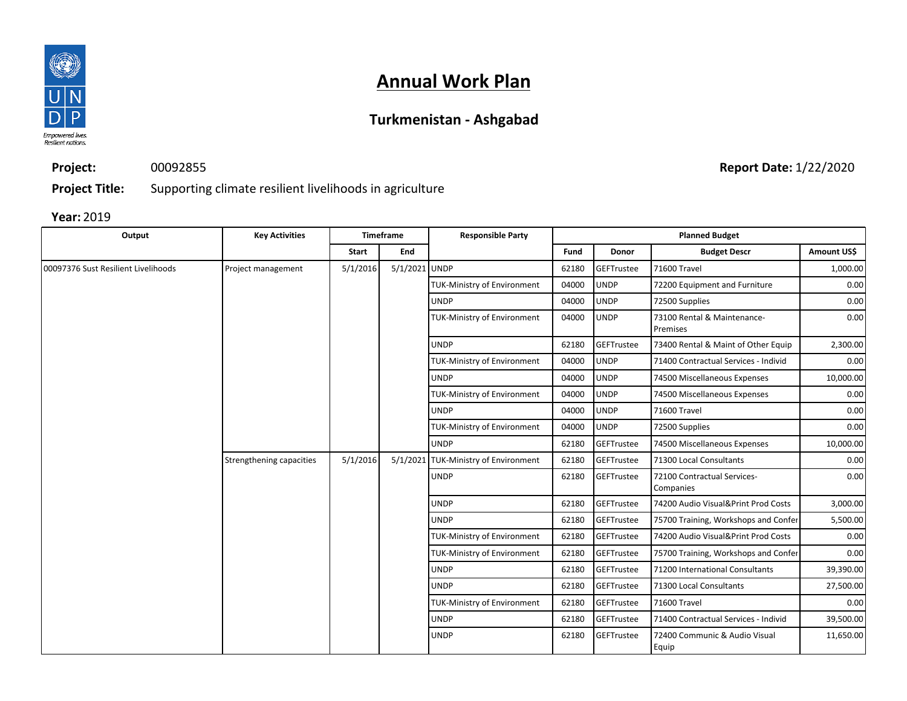# Annual Work Plan

## Turkmenistan - Ashgabad

**Project:** 00092855

**Report Date:** 1/22/2020

**Project Title:** Supporting climate resilient livelihoods in agriculture

**Year:** 2019

| Output | Key Activities | Timeframe | | Responsible Party | Planned Budget | | | |
|---|---|---|---|---|---|---|---|---|
| | | Start | End | | Fund | Donor | Budget Descr | Amount US$ |
| 00097376 Sust Resilient Livelihoods | Project management | 5/1/2016 | 5/1/2021 | UNDP | 62180 | GEFTrustee | 71600 Travel | 1,000.00 |
| | | | | TUK-Ministry of Environment | 04000 | UNDP | 72200 Equipment and Furniture | 0.00 |
| | | | | UNDP | 04000 | UNDP | 72500 Supplies | 0.00 |
| | | | | TUK-Ministry of Environment | 04000 | UNDP | 73100 Rental & Maintenance-Premises | 0.00 |
| | | | | UNDP | 62180 | GEFTrustee | 73400 Rental & Maint of Other Equip | 2,300.00 |
| | | | | TUK-Ministry of Environment | 04000 | UNDP | 71400 Contractual Services - Individ | 0.00 |
| | | | | UNDP | 04000 | UNDP | 74500 Miscellaneous Expenses | 10,000.00 |
| | | | | TUK-Ministry of Environment | 04000 | UNDP | 74500 Miscellaneous Expenses | 0.00 |
| | | | | UNDP | 04000 | UNDP | 71600 Travel | 0.00 |
| | | | | TUK-Ministry of Environment | 04000 | UNDP | 72500 Supplies | 0.00 |
| | | | | UNDP | 62180 | GEFTrustee | 74500 Miscellaneous Expenses | 10,000.00 |
| | Strengthening capacities | 5/1/2016 | 5/1/2021 | TUK-Ministry of Environment | 62180 | GEFTrustee | 71300 Local Consultants | 0.00 |
| | | | | UNDP | 62180 | GEFTrustee | 72100 Contractual Services-Companies | 0.00 |
| | | | | UNDP | 62180 | GEFTrustee | 74200 Audio Visual&Print Prod Costs | 3,000.00 |
| | | | | UNDP | 62180 | GEFTrustee | 75700 Training, Workshops and Confer | 5,500.00 |
| | | | | TUK-Ministry of Environment | 62180 | GEFTrustee | 74200 Audio Visual&Print Prod Costs | 0.00 |
| | | | | TUK-Ministry of Environment | 62180 | GEFTrustee | 75700 Training, Workshops and Confer | 0.00 |
| | | | | UNDP | 62180 | GEFTrustee | 71200 International Consultants | 39,390.00 |
| | | | | UNDP | 62180 | GEFTrustee | 71300 Local Consultants | 27,500.00 |
| | | | | TUK-Ministry of Environment | 62180 | GEFTrustee | 71600 Travel | 0.00 |
| | | | | UNDP | 62180 | GEFTrustee | 71400 Contractual Services - Individ | 39,500.00 |
| | | | | UNDP | 62180 | GEFTrustee | 72400 Communic & Audio Visual Equip | 11,650.00 |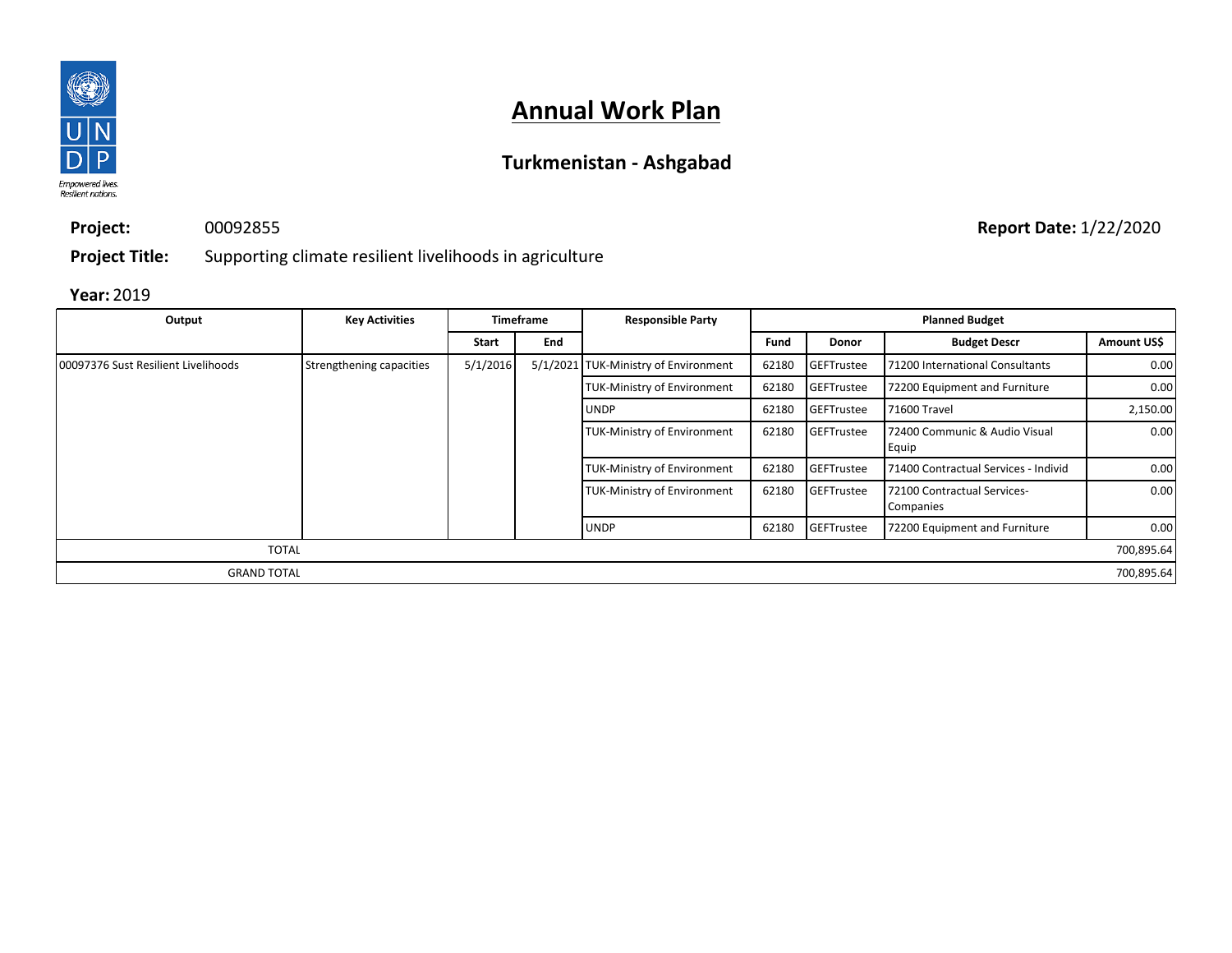# Annual Work Plan

## Turkmenistan - Ashgabad

**Project:** 00092855

**Report Date:** 1/22/2020

**Project Title:** Supporting climate resilient livelihoods in agriculture

**Year:** 2019

| Output | Key Activities | Timeframe | | Responsible Party | Planned Budget | | | |
|---|---|---|---|---|---|---|---|---|
| | | Start | End | | Fund | Donor | Budget Descr | Amount US$ |
| 00097376 Sust Resilient Livelihoods | Strengthening capacities | 5/1/2016 | 5/1/2021 | TUK-Ministry of Environment | 62180 | GEFTrustee | 71200 International Consultants | 0.00 |
| | | | | TUK-Ministry of Environment | 62180 | GEFTrustee | 72200 Equipment and Furniture | 0.00 |
| | | | | UNDP | 62180 | GEFTrustee | 71600 Travel | 2,150.00 |
| | | | | TUK-Ministry of Environment | 62180 | GEFTrustee | 72400 Communic & Audio Visual Equip | 0.00 |
| | | | | TUK-Ministry of Environment | 62180 | GEFTrustee | 71400 Contractual Services - Individ | 0.00 |
| | | | | TUK-Ministry of Environment | 62180 | GEFTrustee | 72100 Contractual Services-Companies | 0.00 |
| | | | | UNDP | 62180 | GEFTrustee | 72200 Equipment and Furniture | 0.00 |
| TOTAL | | | | | | | | 700,895.64 |
| GRAND TOTAL | | | | | | | | 700,895.64 |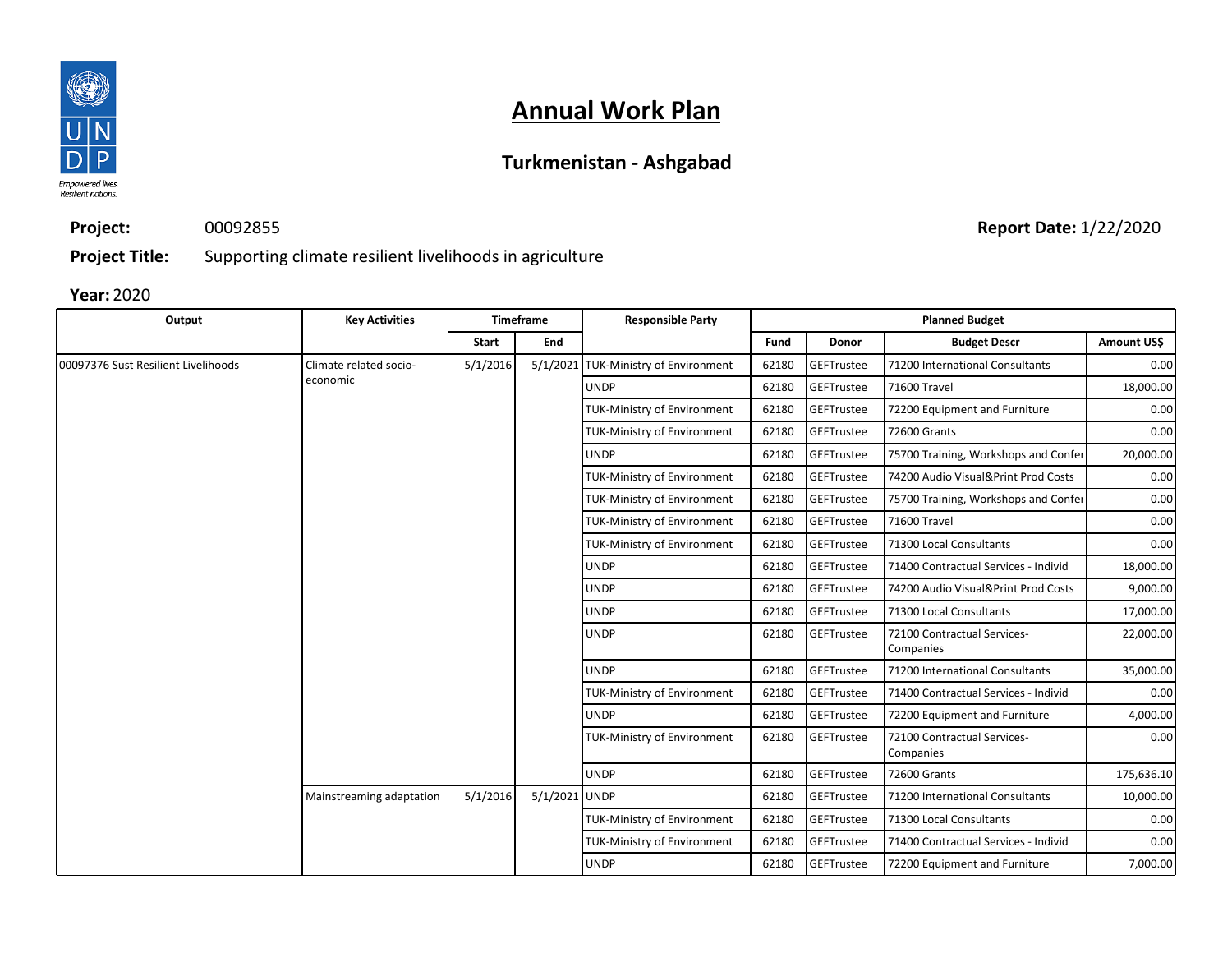# Annual Work Plan

## Turkmenistan - Ashgabad

**Project:** 00092855

**Report Date:** 1/22/2020

**Project Title:** Supporting climate resilient livelihoods in agriculture

**Year:** 2020

| Output | Key Activities | Timeframe | | Responsible Party | Planned Budget | | | |
|---|---|---|---|---|---|---|---|---|
| | | Start | End | | Fund | Donor | Budget Descr | Amount US$ |
| 00097376 Sust Resilient Livelihoods | Climate related socio-economic | 5/1/2016 | 5/1/2021 | TUK-Ministry of Environment | 62180 | GEFTrustee | 71200 International Consultants | 0.00 |
| | | | | UNDP | 62180 | GEFTrustee | 71600 Travel | 18,000.00 |
| | | | | TUK-Ministry of Environment | 62180 | GEFTrustee | 72200 Equipment and Furniture | 0.00 |
| | | | | TUK-Ministry of Environment | 62180 | GEFTrustee | 72600 Grants | 0.00 |
| | | | | UNDP | 62180 | GEFTrustee | 75700 Training, Workshops and Confer | 20,000.00 |
| | | | | TUK-Ministry of Environment | 62180 | GEFTrustee | 74200 Audio Visual&Print Prod Costs | 0.00 |
| | | | | TUK-Ministry of Environment | 62180 | GEFTrustee | 75700 Training, Workshops and Confer | 0.00 |
| | | | | TUK-Ministry of Environment | 62180 | GEFTrustee | 71600 Travel | 0.00 |
| | | | | TUK-Ministry of Environment | 62180 | GEFTrustee | 71300 Local Consultants | 0.00 |
| | | | | UNDP | 62180 | GEFTrustee | 71400 Contractual Services - Individ | 18,000.00 |
| | | | | UNDP | 62180 | GEFTrustee | 74200 Audio Visual&Print Prod Costs | 9,000.00 |
| | | | | UNDP | 62180 | GEFTrustee | 71300 Local Consultants | 17,000.00 |
| | | | | UNDP | 62180 | GEFTrustee | 72100 Contractual Services-Companies | 22,000.00 |
| | | | | UNDP | 62180 | GEFTrustee | 71200 International Consultants | 35,000.00 |
| | | | | TUK-Ministry of Environment | 62180 | GEFTrustee | 71400 Contractual Services - Individ | 0.00 |
| | | | | UNDP | 62180 | GEFTrustee | 72200 Equipment and Furniture | 4,000.00 |
| | | | | TUK-Ministry of Environment | 62180 | GEFTrustee | 72100 Contractual Services-Companies | 0.00 |
| | | | | UNDP | 62180 | GEFTrustee | 72600 Grants | 175,636.10 |
| | Mainstreaming adaptation | 5/1/2016 | 5/1/2021 | UNDP | 62180 | GEFTrustee | 71200 International Consultants | 10,000.00 |
| | | | | TUK-Ministry of Environment | 62180 | GEFTrustee | 71300 Local Consultants | 0.00 |
| | | | | TUK-Ministry of Environment | 62180 | GEFTrustee | 71400 Contractual Services - Individ | 0.00 |
| | | | | UNDP | 62180 | GEFTrustee | 72200 Equipment and Furniture | 7,000.00 |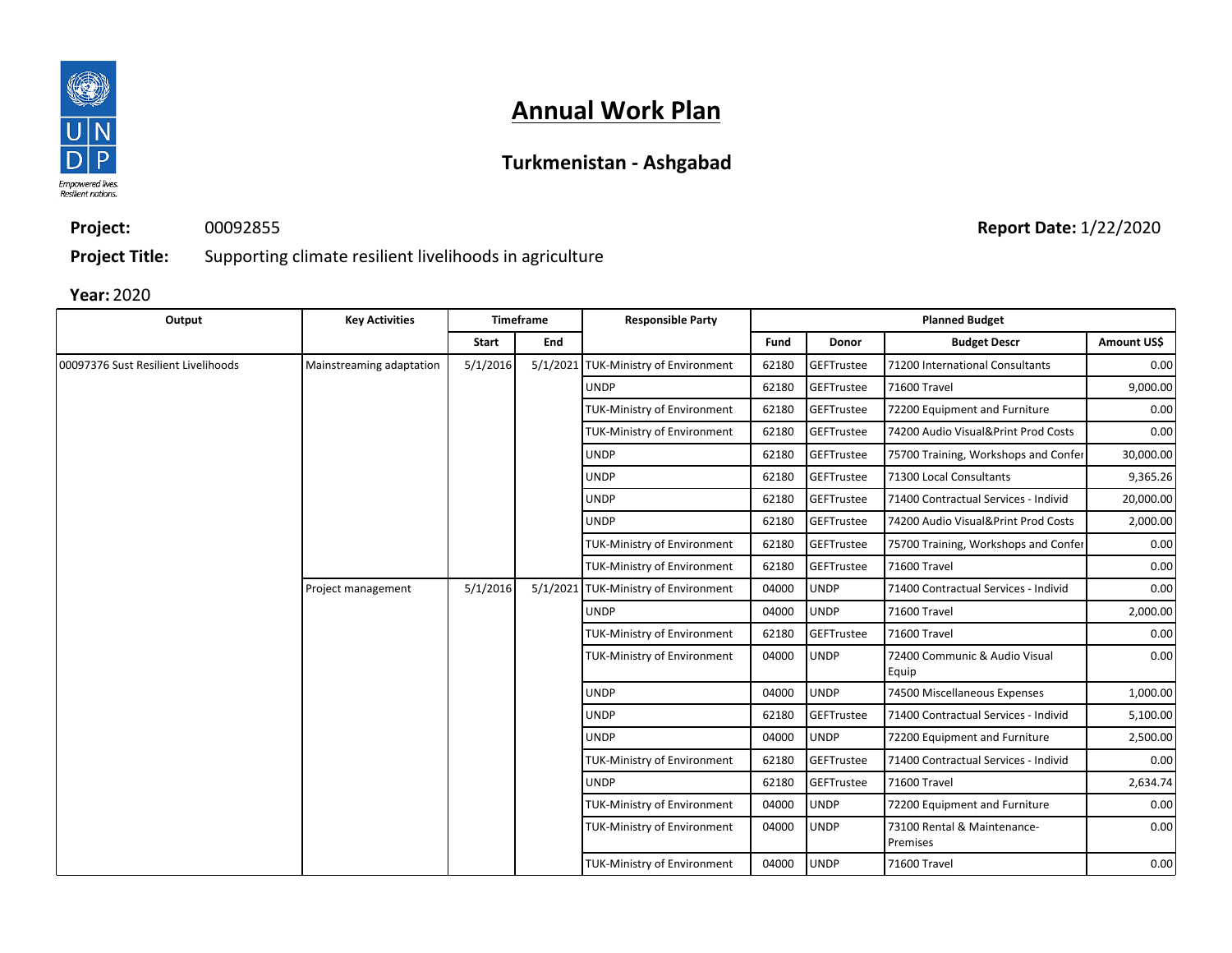# Annual Work Plan

## Turkmenistan - Ashgabad

**Project:** 00092855

**Report Date:** 1/22/2020

**Project Title:** Supporting climate resilient livelihoods in agriculture

**Year:** 2020

| Output | Key Activities | Timeframe | | Responsible Party | Planned Budget | | | |
|---|---|---|---|---|---|---|---|---|
| | | Start | End | | Fund | Donor | Budget Descr | Amount US$ |
| 00097376 Sust Resilient Livelihoods | Mainstreaming adaptation | 5/1/2016 | 5/1/2021 | TUK-Ministry of Environment | 62180 | GEFTrustee | 71200 International Consultants | 0.00 |
| | | | | UNDP | 62180 | GEFTrustee | 71600 Travel | 9,000.00 |
| | | | | TUK-Ministry of Environment | 62180 | GEFTrustee | 72200 Equipment and Furniture | 0.00 |
| | | | | TUK-Ministry of Environment | 62180 | GEFTrustee | 74200 Audio Visual&Print Prod Costs | 0.00 |
| | | | | UNDP | 62180 | GEFTrustee | 75700 Training, Workshops and Confer | 30,000.00 |
| | | | | UNDP | 62180 | GEFTrustee | 71300 Local Consultants | 9,365.26 |
| | | | | UNDP | 62180 | GEFTrustee | 71400 Contractual Services - Individ | 20,000.00 |
| | | | | UNDP | 62180 | GEFTrustee | 74200 Audio Visual&Print Prod Costs | 2,000.00 |
| | | | | TUK-Ministry of Environment | 62180 | GEFTrustee | 75700 Training, Workshops and Confer | 0.00 |
| | | | | TUK-Ministry of Environment | 62180 | GEFTrustee | 71600 Travel | 0.00 |
| | Project management | 5/1/2016 | 5/1/2021 | TUK-Ministry of Environment | 04000 | UNDP | 71400 Contractual Services - Individ | 0.00 |
| | | | | UNDP | 04000 | UNDP | 71600 Travel | 2,000.00 |
| | | | | TUK-Ministry of Environment | 62180 | GEFTrustee | 71600 Travel | 0.00 |
| | | | | TUK-Ministry of Environment | 04000 | UNDP | 72400 Communic & Audio Visual Equip | 0.00 |
| | | | | UNDP | 04000 | UNDP | 74500 Miscellaneous Expenses | 1,000.00 |
| | | | | UNDP | 62180 | GEFTrustee | 71400 Contractual Services - Individ | 5,100.00 |
| | | | | UNDP | 04000 | UNDP | 72200 Equipment and Furniture | 2,500.00 |
| | | | | TUK-Ministry of Environment | 62180 | GEFTrustee | 71400 Contractual Services - Individ | 0.00 |
| | | | | UNDP | 62180 | GEFTrustee | 71600 Travel | 2,634.74 |
| | | | | TUK-Ministry of Environment | 04000 | UNDP | 72200 Equipment and Furniture | 0.00 |
| | | | | TUK-Ministry of Environment | 04000 | UNDP | 73100 Rental & Maintenance-Premises | 0.00 |
| | | | | TUK-Ministry of Environment | 04000 | UNDP | 71600 Travel | 0.00 |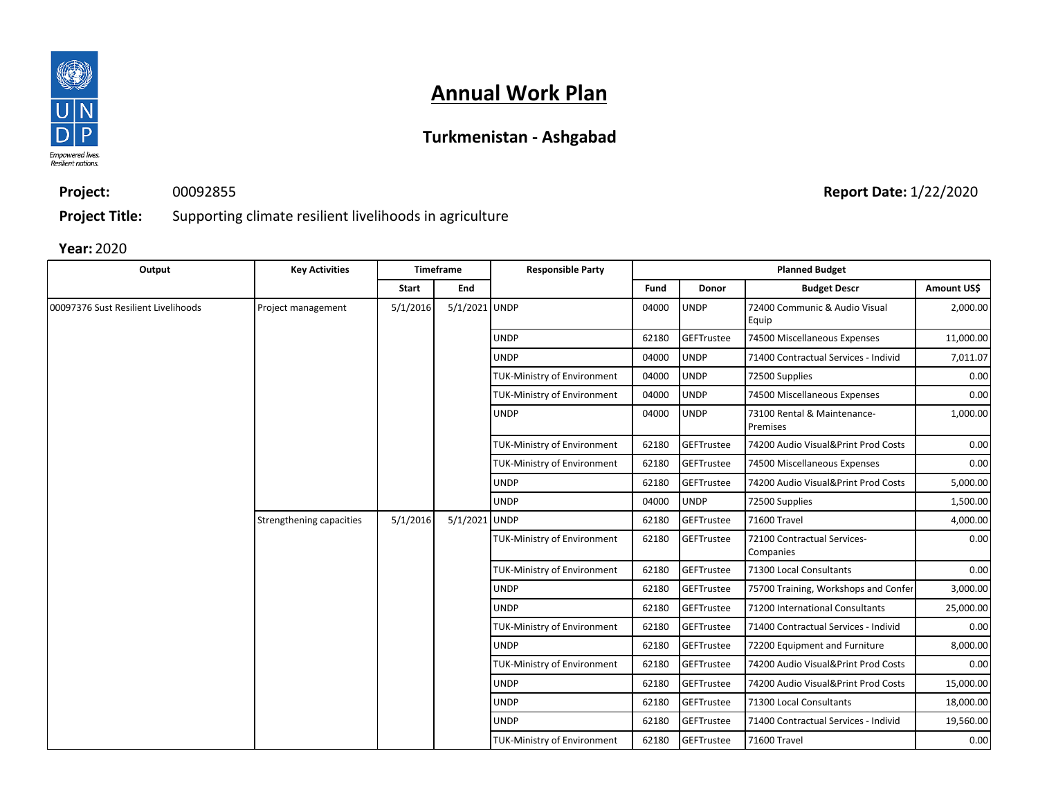# Annual Work Plan

## Turkmenistan - Ashgabad

**Project:** 00092855

**Report Date:** 1/22/2020

**Project Title:** Supporting climate resilient livelihoods in agriculture

**Year:** 2020

| Output | Key Activities | Timeframe | | Responsible Party | Planned Budget | | | |
|---|---|---|---|---|---|---|---|---|
| | | Start | End | | Fund | Donor | Budget Descr | Amount US$ |
| 00097376 Sust Resilient Livelihoods | Project management | 5/1/2016 | 5/1/2021 | UNDP | 04000 | UNDP | 72400 Communic & Audio Visual Equip | 2,000.00 |
| | | | | UNDP | 62180 | GEFTrustee | 74500 Miscellaneous Expenses | 11,000.00 |
| | | | | UNDP | 04000 | UNDP | 71400 Contractual Services - Individ | 7,011.07 |
| | | | | TUK-Ministry of Environment | 04000 | UNDP | 72500 Supplies | 0.00 |
| | | | | TUK-Ministry of Environment | 04000 | UNDP | 74500 Miscellaneous Expenses | 0.00 |
| | | | | UNDP | 04000 | UNDP | 73100 Rental & Maintenance-Premises | 1,000.00 |
| | | | | TUK-Ministry of Environment | 62180 | GEFTrustee | 74200 Audio Visual&Print Prod Costs | 0.00 |
| | | | | TUK-Ministry of Environment | 62180 | GEFTrustee | 74500 Miscellaneous Expenses | 0.00 |
| | | | | UNDP | 62180 | GEFTrustee | 74200 Audio Visual&Print Prod Costs | 5,000.00 |
| | | | | UNDP | 04000 | UNDP | 72500 Supplies | 1,500.00 |
| | Strengthening capacities | 5/1/2016 | 5/1/2021 | UNDP | 62180 | GEFTrustee | 71600 Travel | 4,000.00 |
| | | | | TUK-Ministry of Environment | 62180 | GEFTrustee | 72100 Contractual Services-Companies | 0.00 |
| | | | | TUK-Ministry of Environment | 62180 | GEFTrustee | 71300 Local Consultants | 0.00 |
| | | | | UNDP | 62180 | GEFTrustee | 75700 Training, Workshops and Confer | 3,000.00 |
| | | | | UNDP | 62180 | GEFTrustee | 71200 International Consultants | 25,000.00 |
| | | | | TUK-Ministry of Environment | 62180 | GEFTrustee | 71400 Contractual Services - Individ | 0.00 |
| | | | | UNDP | 62180 | GEFTrustee | 72200 Equipment and Furniture | 8,000.00 |
| | | | | TUK-Ministry of Environment | 62180 | GEFTrustee | 74200 Audio Visual&Print Prod Costs | 0.00 |
| | | | | UNDP | 62180 | GEFTrustee | 74200 Audio Visual&Print Prod Costs | 15,000.00 |
| | | | | UNDP | 62180 | GEFTrustee | 71300 Local Consultants | 18,000.00 |
| | | | | UNDP | 62180 | GEFTrustee | 71400 Contractual Services - Individ | 19,560.00 |
| | | | | TUK-Ministry of Environment | 62180 | GEFTrustee | 71600 Travel | 0.00 |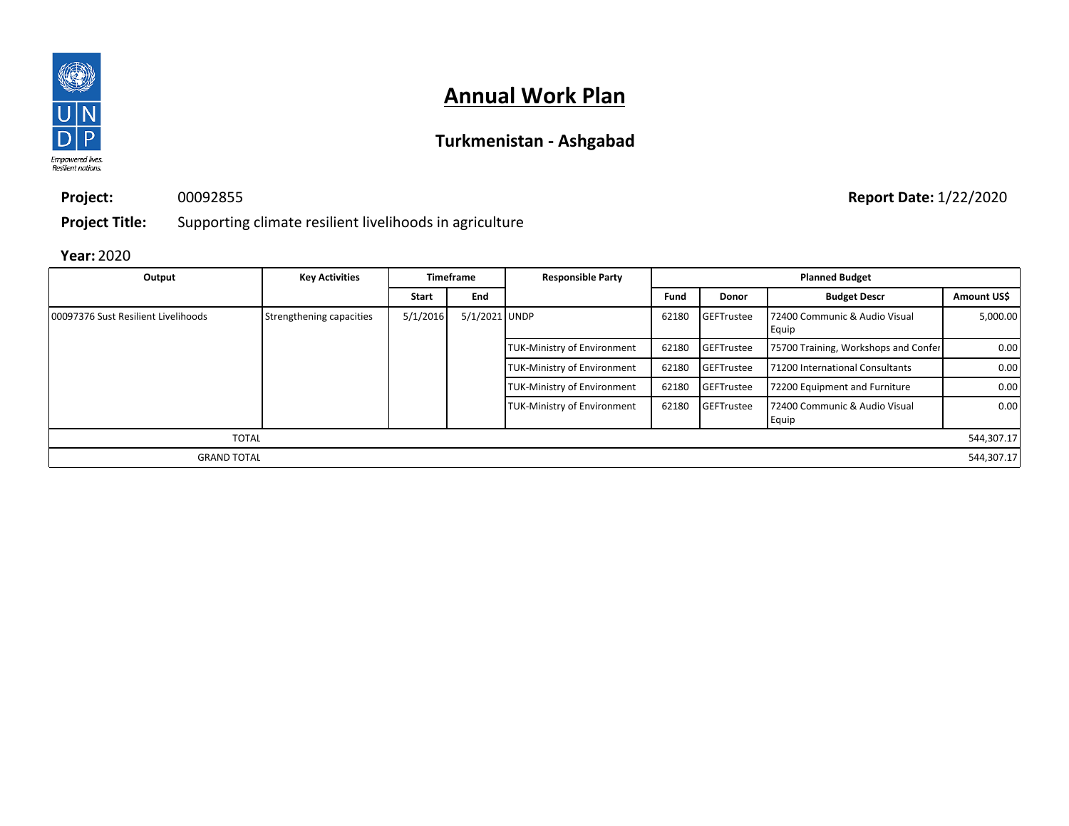# Annual Work Plan

## Turkmenistan - Ashgabad

**Project:** 00092855

**Report Date:** 1/22/2020

**Project Title:** Supporting climate resilient livelihoods in agriculture

**Year:** 2020

| Output | Key Activities | Timeframe | | Responsible Party | Planned Budget | | | |
|---|---|---|---|---|---|---|---|---|
| | | Start | End | | Fund | Donor | Budget Descr | Amount US$ |
| 00097376 Sust Resilient Livelihoods | Strengthening capacities | 5/1/2016 | 5/1/2021 | UNDP | 62180 | GEFTrustee | 72400 Communic & Audio Visual Equip | 5,000.00 |
| | | | | TUK-Ministry of Environment | 62180 | GEFTrustee | 75700 Training, Workshops and Confer | 0.00 |
| | | | | TUK-Ministry of Environment | 62180 | GEFTrustee | 71200 International Consultants | 0.00 |
| | | | | TUK-Ministry of Environment | 62180 | GEFTrustee | 72200 Equipment and Furniture | 0.00 |
| | | | | TUK-Ministry of Environment | 62180 | GEFTrustee | 72400 Communic & Audio Visual Equip | 0.00 |
| TOTAL | | | | | | | | 544,307.17 |
| GRAND TOTAL | | | | | | | | 544,307.17 |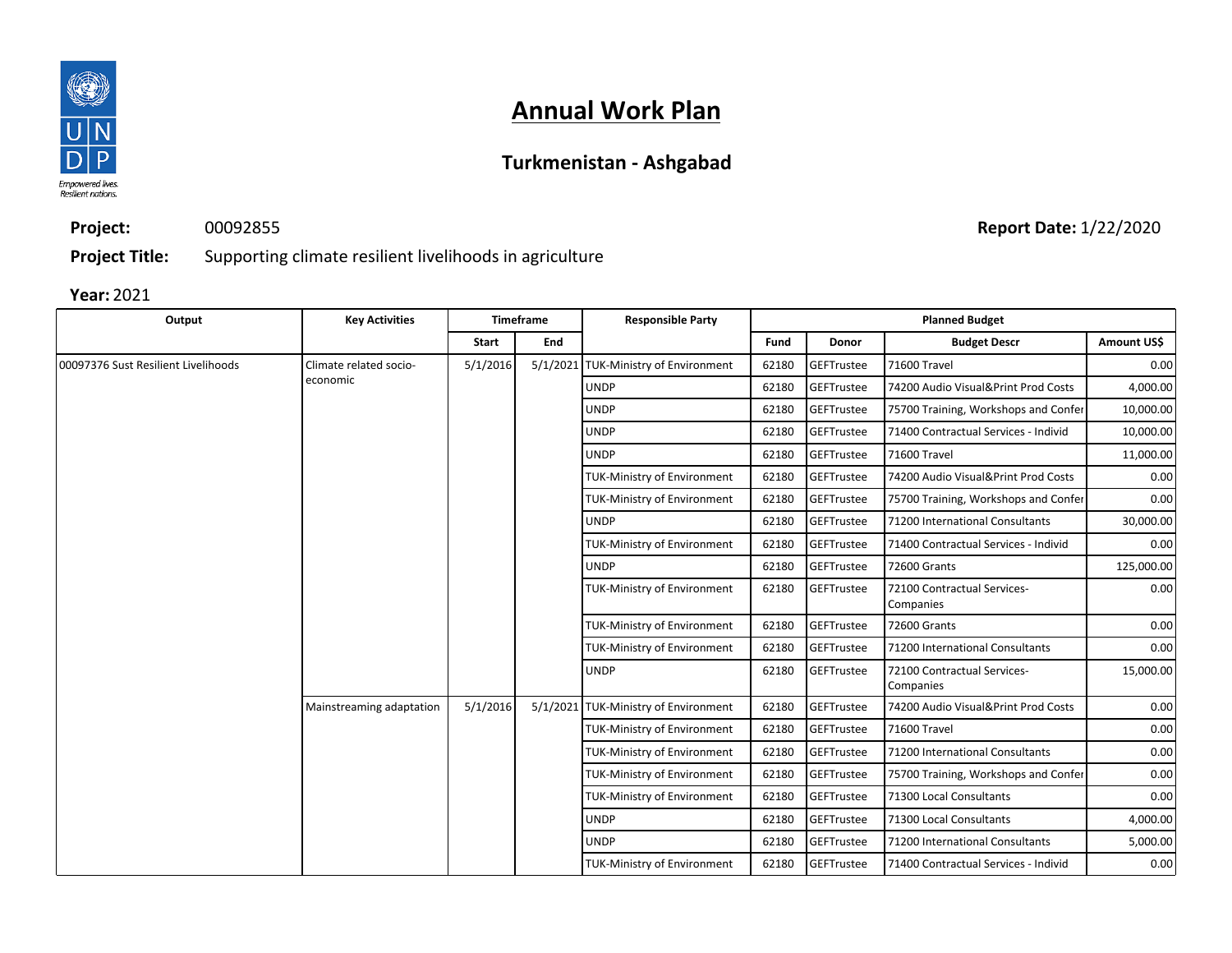# Annual Work Plan

## Turkmenistan - Ashgabad

**Project:** 00092855

**Report Date:** 1/22/2020

**Project Title:** Supporting climate resilient livelihoods in agriculture

**Year:** 2021

| Output | Key Activities | Timeframe | | Responsible Party | Planned Budget | | | |
|---|---|---|---|---|---|---|---|---|
| | | Start | End | | Fund | Donor | Budget Descr | Amount US$ |
| 00097376 Sust Resilient Livelihoods | Climate related socio-economic | 5/1/2016 | 5/1/2021 | TUK-Ministry of Environment | 62180 | GEFTrustee | 71600 Travel | 0.00 |
| | | | | UNDP | 62180 | GEFTrustee | 74200 Audio Visual&Print Prod Costs | 4,000.00 |
| | | | | UNDP | 62180 | GEFTrustee | 75700 Training, Workshops and Confer | 10,000.00 |
| | | | | UNDP | 62180 | GEFTrustee | 71400 Contractual Services - Individ | 10,000.00 |
| | | | | UNDP | 62180 | GEFTrustee | 71600 Travel | 11,000.00 |
| | | | | TUK-Ministry of Environment | 62180 | GEFTrustee | 74200 Audio Visual&Print Prod Costs | 0.00 |
| | | | | TUK-Ministry of Environment | 62180 | GEFTrustee | 75700 Training, Workshops and Confer | 0.00 |
| | | | | UNDP | 62180 | GEFTrustee | 71200 International Consultants | 30,000.00 |
| | | | | TUK-Ministry of Environment | 62180 | GEFTrustee | 71400 Contractual Services - Individ | 0.00 |
| | | | | UNDP | 62180 | GEFTrustee | 72600 Grants | 125,000.00 |
| | | | | TUK-Ministry of Environment | 62180 | GEFTrustee | 72100 Contractual Services-Companies | 0.00 |
| | | | | TUK-Ministry of Environment | 62180 | GEFTrustee | 72600 Grants | 0.00 |
| | | | | TUK-Ministry of Environment | 62180 | GEFTrustee | 71200 International Consultants | 0.00 |
| | | | | UNDP | 62180 | GEFTrustee | 72100 Contractual Services-Companies | 15,000.00 |
| | Mainstreaming adaptation | 5/1/2016 | 5/1/2021 | TUK-Ministry of Environment | 62180 | GEFTrustee | 74200 Audio Visual&Print Prod Costs | 0.00 |
| | | | | TUK-Ministry of Environment | 62180 | GEFTrustee | 71600 Travel | 0.00 |
| | | | | TUK-Ministry of Environment | 62180 | GEFTrustee | 71200 International Consultants | 0.00 |
| | | | | TUK-Ministry of Environment | 62180 | GEFTrustee | 75700 Training, Workshops and Confer | 0.00 |
| | | | | TUK-Ministry of Environment | 62180 | GEFTrustee | 71300 Local Consultants | 0.00 |
| | | | | UNDP | 62180 | GEFTrustee | 71300 Local Consultants | 4,000.00 |
| | | | | UNDP | 62180 | GEFTrustee | 71200 International Consultants | 5,000.00 |
| | | | | TUK-Ministry of Environment | 62180 | GEFTrustee | 71400 Contractual Services - Individ | 0.00 |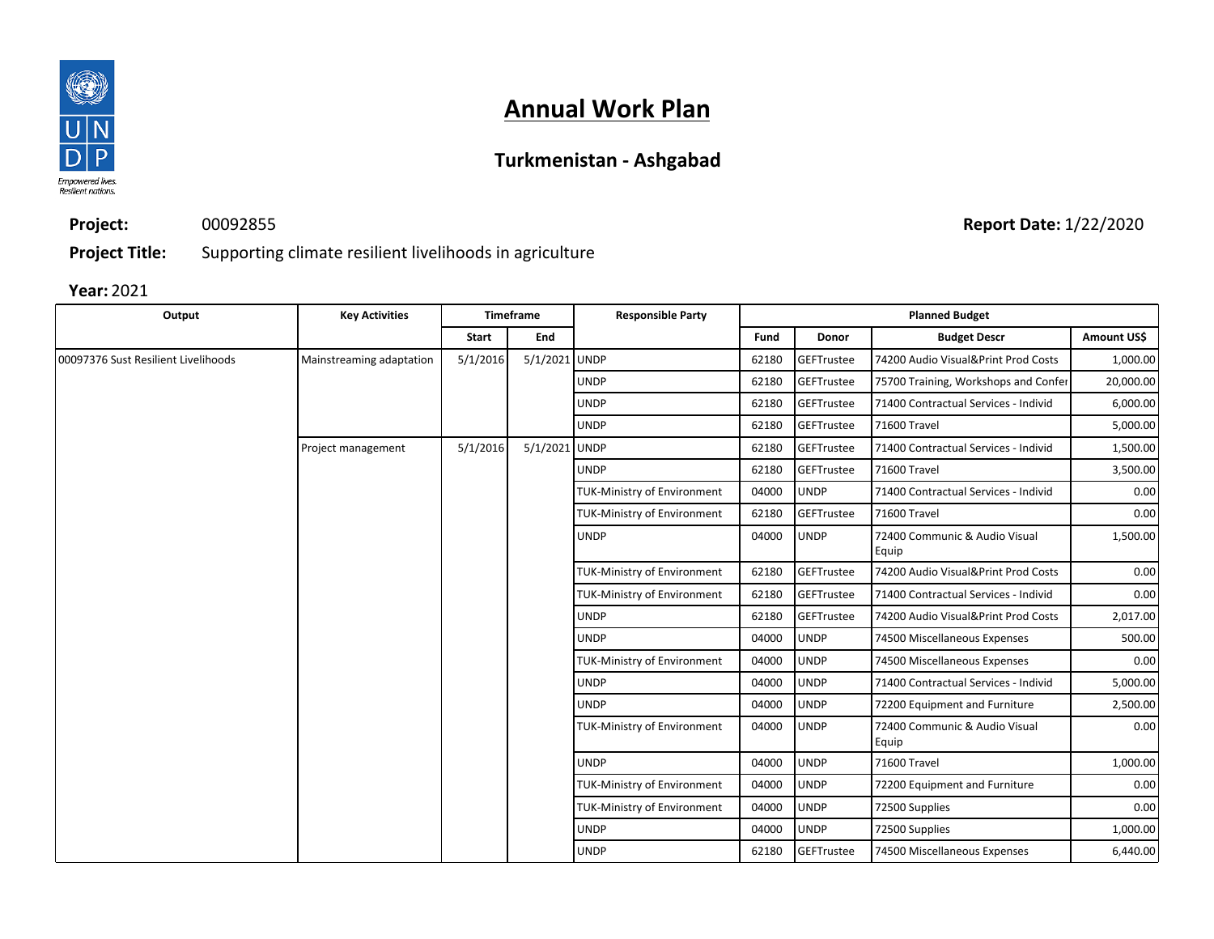# Annual Work Plan

## Turkmenistan - Ashgabad

**Project:** 00092855

**Report Date:** 1/22/2020

**Project Title:** Supporting climate resilient livelihoods in agriculture

**Year:** 2021

| Output | Key Activities | Timeframe | | Responsible Party | Planned Budget | | | |
|---|---|---|---|---|---|---|---|---|
| | | Start | End | | Fund | Donor | Budget Descr | Amount US$ |
| 00097376 Sust Resilient Livelihoods | Mainstreaming adaptation | 5/1/2016 | 5/1/2021 | UNDP | 62180 | GEFTrustee | 74200 Audio Visual&Print Prod Costs | 1,000.00 |
| | | | | UNDP | 62180 | GEFTrustee | 75700 Training, Workshops and Confer | 20,000.00 |
| | | | | UNDP | 62180 | GEFTrustee | 71400 Contractual Services - Individ | 6,000.00 |
| | | | | UNDP | 62180 | GEFTrustee | 71600 Travel | 5,000.00 |
| | Project management | 5/1/2016 | 5/1/2021 | UNDP | 62180 | GEFTrustee | 71400 Contractual Services - Individ | 1,500.00 |
| | | | | UNDP | 62180 | GEFTrustee | 71600 Travel | 3,500.00 |
| | | | | TUK-Ministry of Environment | 04000 | UNDP | 71400 Contractual Services - Individ | 0.00 |
| | | | | TUK-Ministry of Environment | 62180 | GEFTrustee | 71600 Travel | 0.00 |
| | | | | UNDP | 04000 | UNDP | 72400 Communic & Audio Visual Equip | 1,500.00 |
| | | | | TUK-Ministry of Environment | 62180 | GEFTrustee | 74200 Audio Visual&Print Prod Costs | 0.00 |
| | | | | TUK-Ministry of Environment | 62180 | GEFTrustee | 71400 Contractual Services - Individ | 0.00 |
| | | | | UNDP | 62180 | GEFTrustee | 74200 Audio Visual&Print Prod Costs | 2,017.00 |
| | | | | UNDP | 04000 | UNDP | 74500 Miscellaneous Expenses | 500.00 |
| | | | | TUK-Ministry of Environment | 04000 | UNDP | 74500 Miscellaneous Expenses | 0.00 |
| | | | | UNDP | 04000 | UNDP | 71400 Contractual Services - Individ | 5,000.00 |
| | | | | UNDP | 04000 | UNDP | 72200 Equipment and Furniture | 2,500.00 |
| | | | | TUK-Ministry of Environment | 04000 | UNDP | 72400 Communic & Audio Visual Equip | 0.00 |
| | | | | UNDP | 04000 | UNDP | 71600 Travel | 1,000.00 |
| | | | | TUK-Ministry of Environment | 04000 | UNDP | 72200 Equipment and Furniture | 0.00 |
| | | | | TUK-Ministry of Environment | 04000 | UNDP | 72500 Supplies | 0.00 |
| | | | | UNDP | 04000 | UNDP | 72500 Supplies | 1,000.00 |
| | | | | UNDP | 62180 | GEFTrustee | 74500 Miscellaneous Expenses | 6,440.00 |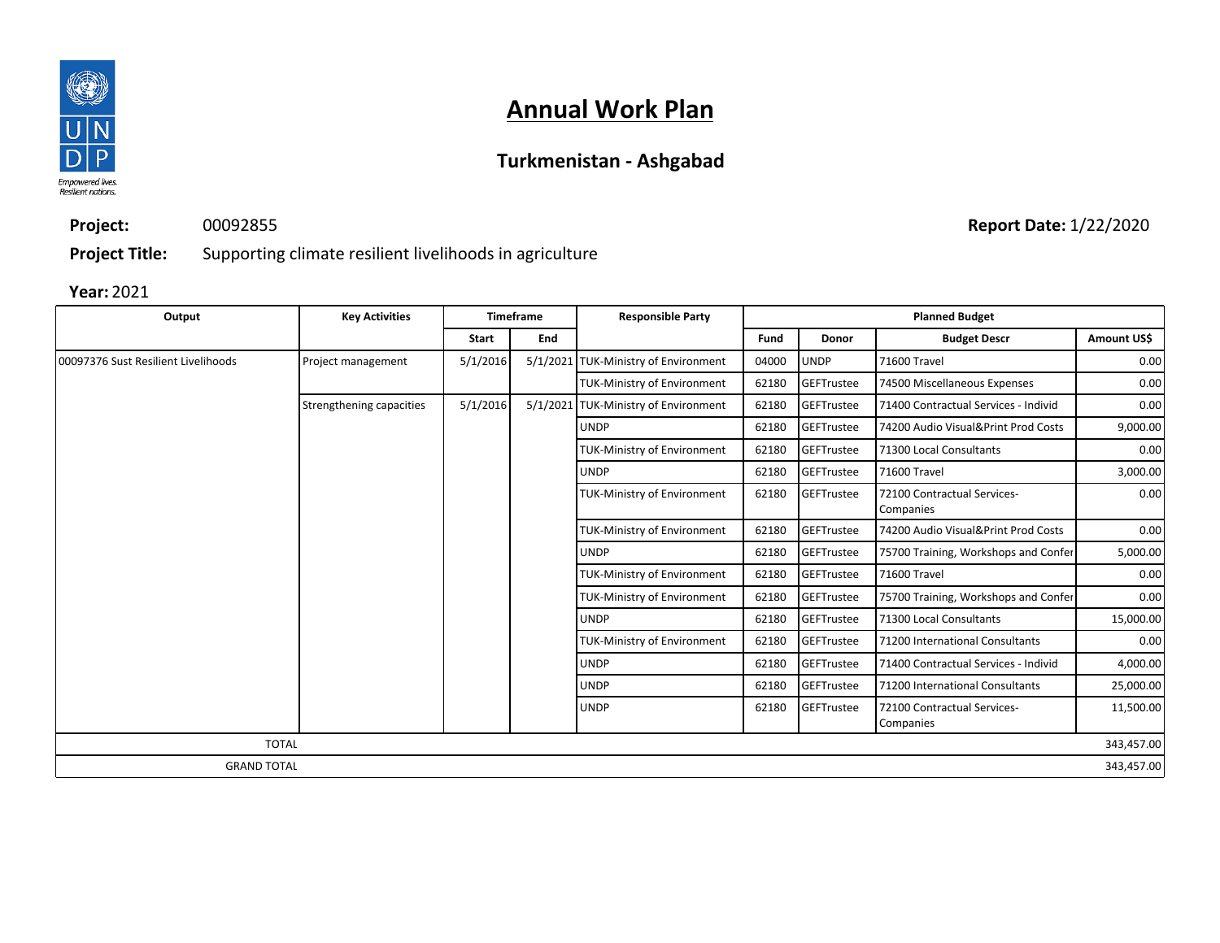# Annual Work Plan

## Turkmenistan - Ashgabad

**Project:** 00092855 **Report Date:** 1/22/2020

**Project Title:** Supporting climate resilient livelihoods in agriculture

**Year:** 2021

| Output | Key Activities | Timeframe | | Responsible Party | Planned Budget | | | |
|---|---|---|---|---|---|---|---|---|
| | | Start | End | | Fund | Donor | Budget Descr | Amount US$ |
| 00097376 Sust Resilient Livelihoods | Project management | 5/1/2016 | 5/1/2021 | TUK-Ministry of Environment | 04000 | UNDP | 71600 Travel | 0.00 |
| | | | | TUK-Ministry of Environment | 62180 | GEFTrustee | 74500 Miscellaneous Expenses | 0.00 |
| | Strengthening capacities | 5/1/2016 | 5/1/2021 | TUK-Ministry of Environment | 62180 | GEFTrustee | 71400 Contractual Services - Individ | 0.00 |
| | | | | UNDP | 62180 | GEFTrustee | 74200 Audio Visual&Print Prod Costs | 9,000.00 |
| | | | | TUK-Ministry of Environment | 62180 | GEFTrustee | 71300 Local Consultants | 0.00 |
| | | | | UNDP | 62180 | GEFTrustee | 71600 Travel | 3,000.00 |
| | | | | TUK-Ministry of Environment | 62180 | GEFTrustee | 72100 Contractual Services-Companies | 0.00 |
| | | | | TUK-Ministry of Environment | 62180 | GEFTrustee | 74200 Audio Visual&Print Prod Costs | 0.00 |
| | | | | UNDP | 62180 | GEFTrustee | 75700 Training, Workshops and Confer | 5,000.00 |
| | | | | TUK-Ministry of Environment | 62180 | GEFTrustee | 71600 Travel | 0.00 |
| | | | | TUK-Ministry of Environment | 62180 | GEFTrustee | 75700 Training, Workshops and Confer | 0.00 |
| | | | | UNDP | 62180 | GEFTrustee | 71300 Local Consultants | 15,000.00 |
| | | | | TUK-Ministry of Environment | 62180 | GEFTrustee | 71200 International Consultants | 0.00 |
| | | | | UNDP | 62180 | GEFTrustee | 71400 Contractual Services - Individ | 4,000.00 |
| | | | | UNDP | 62180 | GEFTrustee | 71200 International Consultants | 25,000.00 |
| | | | | UNDP | 62180 | GEFTrustee | 72100 Contractual Services-Companies | 11,500.00 |
| TOTAL | | | | | | | | 343,457.00 |
| GRAND TOTAL | | | | | | | | 343,457.00 |